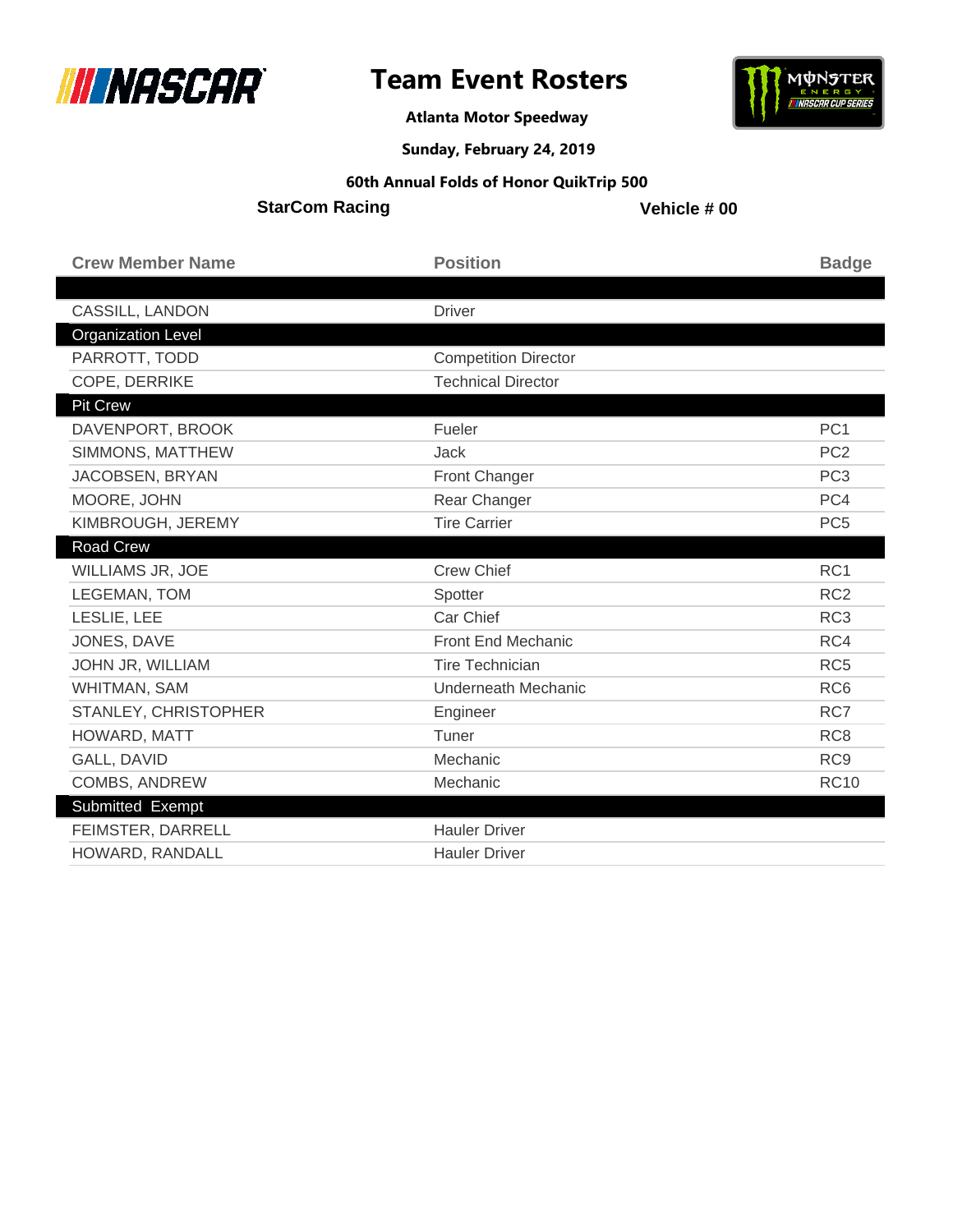# Team Event Rosters

**Atlanta Motor Speedway**

**Sunday, February 24, 2019**

**60th Annual Folds of Honor QuikTrip 500**

**StarCom Racing** | **Vehicle # 00**

| Crew Member Name | Position | Badge |
|---|---|---|
| | | |
| CASSILL, LANDON | Driver | |
| **Organization Level** | | |
| PARROTT, TODD | Competition Director | |
| COPE, DERRIKE | Technical Director | |
| **Pit Crew** | | |
| DAVENPORT, BROOK | Fueler | PC1 |
| SIMMONS, MATTHEW | Jack | PC2 |
| JACOBSEN, BRYAN | Front Changer | PC3 |
| MOORE, JOHN | Rear Changer | PC4 |
| KIMBROUGH, JEREMY | Tire Carrier | PC5 |
| **Road Crew** | | |
| WILLIAMS JR, JOE | Crew Chief | RC1 |
| LEGEMAN, TOM | Spotter | RC2 |
| LESLIE, LEE | Car Chief | RC3 |
| JONES, DAVE | Front End Mechanic | RC4 |
| JOHN JR, WILLIAM | Tire Technician | RC5 |
| WHITMAN, SAM | Underneath Mechanic | RC6 |
| STANLEY, CHRISTOPHER | Engineer | RC7 |
| HOWARD, MATT | Tuner | RC8 |
| GALL, DAVID | Mechanic | RC9 |
| COMBS, ANDREW | Mechanic | RC10 |
| **Submitted Exempt** | | |
| FEIMSTER, DARRELL | Hauler Driver | |
| HOWARD, RANDALL | Hauler Driver | |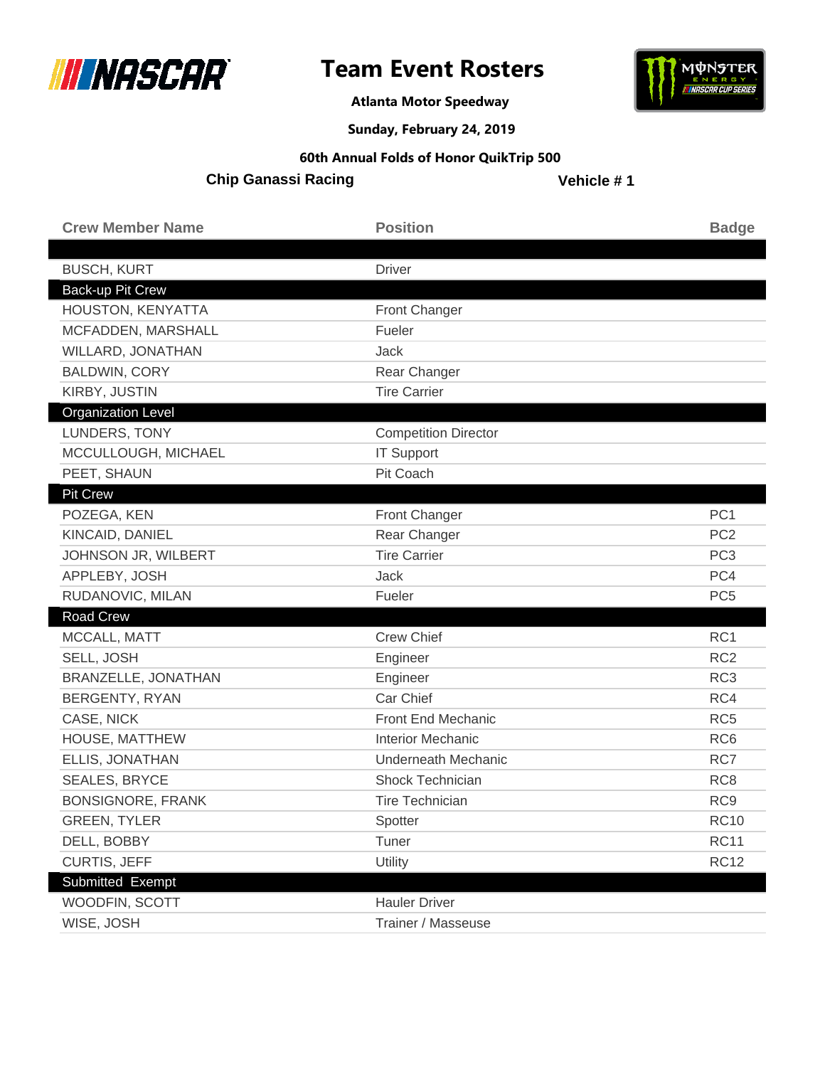# Team Event Rosters

**Atlanta Motor Speedway**

**Sunday, February 24, 2019**

**60th Annual Folds of Honor QuikTrip 500**

**Chip Ganassi Racing** **Vehicle # 1**

| Crew Member Name | Position | Badge |
|---|---|---|
| | | |
| BUSCH, KURT | Driver | |
| **Back-up Pit Crew** | | |
| HOUSTON, KENYATTA | Front Changer | |
| MCFADDEN, MARSHALL | Fueler | |
| WILLARD, JONATHAN | Jack | |
| BALDWIN, CORY | Rear Changer | |
| KIRBY, JUSTIN | Tire Carrier | |
| **Organization Level** | | |
| LUNDERS, TONY | Competition Director | |
| MCCULLOUGH, MICHAEL | IT Support | |
| PEET, SHAUN | Pit Coach | |
| **Pit Crew** | | |
| POZEGA, KEN | Front Changer | PC1 |
| KINCAID, DANIEL | Rear Changer | PC2 |
| JOHNSON JR, WILBERT | Tire Carrier | PC3 |
| APPLEBY, JOSH | Jack | PC4 |
| RUDANOVIC, MILAN | Fueler | PC5 |
| **Road Crew** | | |
| MCCALL, MATT | Crew Chief | RC1 |
| SELL, JOSH | Engineer | RC2 |
| BRANZELLE, JONATHAN | Engineer | RC3 |
| BERGENTY, RYAN | Car Chief | RC4 |
| CASE, NICK | Front End Mechanic | RC5 |
| HOUSE, MATTHEW | Interior Mechanic | RC6 |
| ELLIS, JONATHAN | Underneath Mechanic | RC7 |
| SEALES, BRYCE | Shock Technician | RC8 |
| BONSIGNORE, FRANK | Tire Technician | RC9 |
| GREEN, TYLER | Spotter | RC10 |
| DELL, BOBBY | Tuner | RC11 |
| CURTIS, JEFF | Utility | RC12 |
| **Submitted Exempt** | | |
| WOODFIN, SCOTT | Hauler Driver | |
| WISE, JOSH | Trainer / Masseuse | |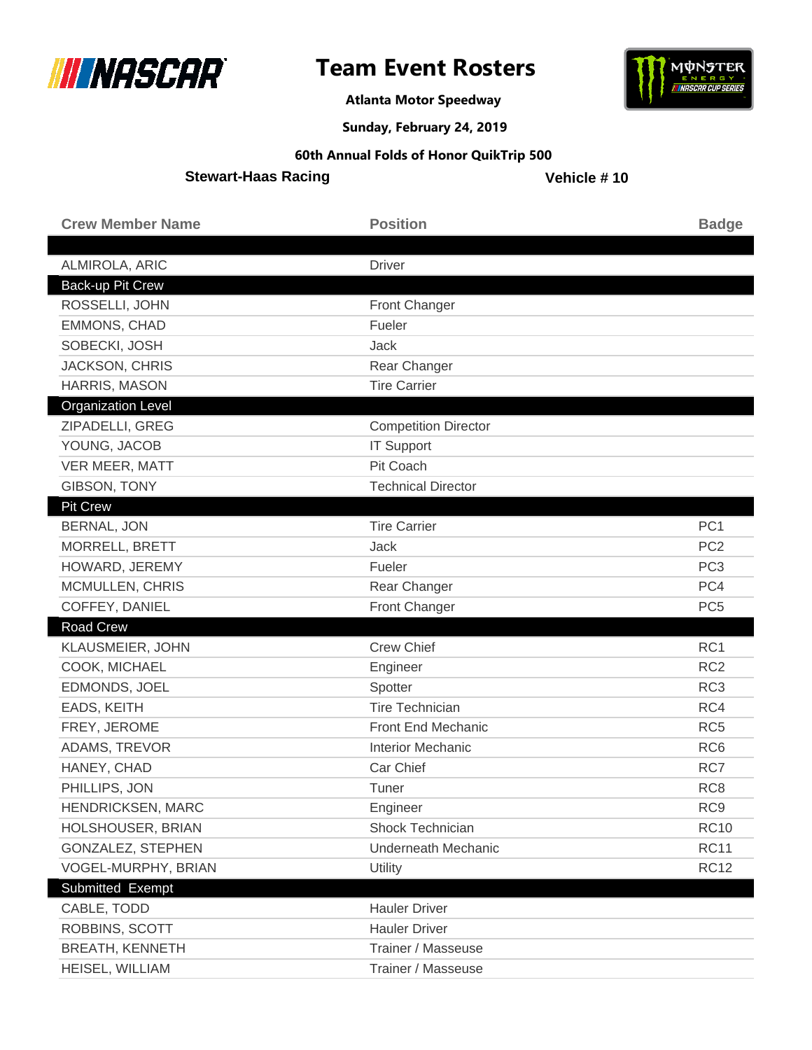# Team Event Rosters

**Atlanta Motor Speedway**

**Sunday, February 24, 2019**

**60th Annual Folds of Honor QuikTrip 500**

**Stewart-Haas Racing** **Vehicle # 10**

| Crew Member Name | Position | Badge |
|---|---|---|
| | | |
| ALMIROLA, ARIC | Driver | |
| **Back-up Pit Crew** | | |
| ROSSELLI, JOHN | Front Changer | |
| EMMONS, CHAD | Fueler | |
| SOBECKI, JOSH | Jack | |
| JACKSON, CHRIS | Rear Changer | |
| HARRIS, MASON | Tire Carrier | |
| **Organization Level** | | |
| ZIPADELLI, GREG | Competition Director | |
| YOUNG, JACOB | IT Support | |
| VER MEER, MATT | Pit Coach | |
| GIBSON, TONY | Technical Director | |
| **Pit Crew** | | |
| BERNAL, JON | Tire Carrier | PC1 |
| MORRELL, BRETT | Jack | PC2 |
| HOWARD, JEREMY | Fueler | PC3 |
| MCMULLEN, CHRIS | Rear Changer | PC4 |
| COFFEY, DANIEL | Front Changer | PC5 |
| **Road Crew** | | |
| KLAUSMEIER, JOHN | Crew Chief | RC1 |
| COOK, MICHAEL | Engineer | RC2 |
| EDMONDS, JOEL | Spotter | RC3 |
| EADS, KEITH | Tire Technician | RC4 |
| FREY, JEROME | Front End Mechanic | RC5 |
| ADAMS, TREVOR | Interior Mechanic | RC6 |
| HANEY, CHAD | Car Chief | RC7 |
| PHILLIPS, JON | Tuner | RC8 |
| HENDRICKSEN, MARC | Engineer | RC9 |
| HOLSHOUSER, BRIAN | Shock Technician | RC10 |
| GONZALEZ, STEPHEN | Underneath Mechanic | RC11 |
| VOGEL-MURPHY, BRIAN | Utility | RC12 |
| **Submitted Exempt** | | |
| CABLE, TODD | Hauler Driver | |
| ROBBINS, SCOTT | Hauler Driver | |
| BREATH, KENNETH | Trainer / Masseuse | |
| HEISEL, WILLIAM | Trainer / Masseuse | |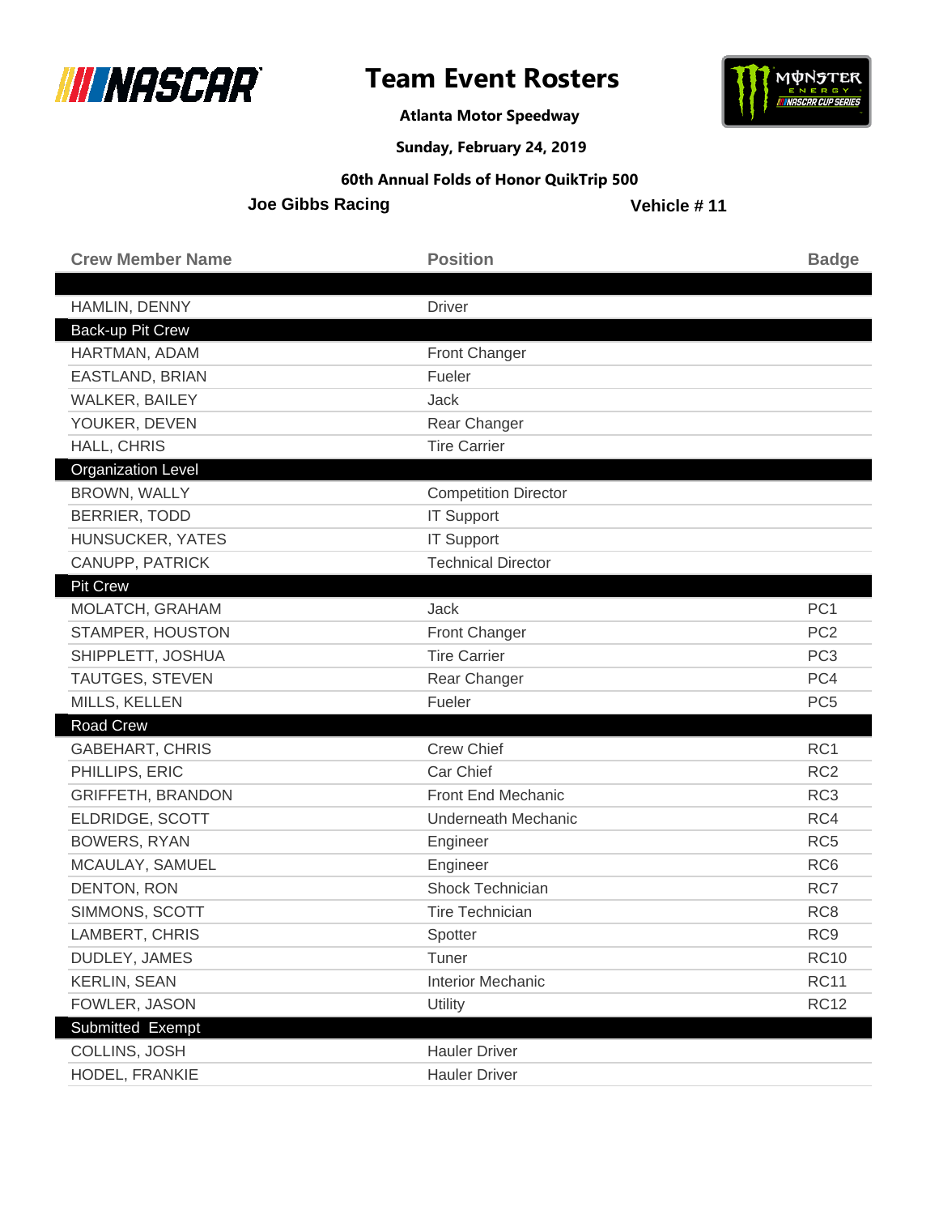# Team Event Rosters

**Atlanta Motor Speedway**

**Sunday, February 24, 2019**

**60th Annual Folds of Honor QuikTrip 500**

**Joe Gibbs Racing** — **Vehicle # 11**

| Crew Member Name | Position | Badge |
|---|---|---|
| | | |
| HAMLIN, DENNY | Driver | |
| **Back-up Pit Crew** | | |
| HARTMAN, ADAM | Front Changer | |
| EASTLAND, BRIAN | Fueler | |
| WALKER, BAILEY | Jack | |
| YOUKER, DEVEN | Rear Changer | |
| HALL, CHRIS | Tire Carrier | |
| **Organization Level** | | |
| BROWN, WALLY | Competition Director | |
| BERRIER, TODD | IT Support | |
| HUNSUCKER, YATES | IT Support | |
| CANUPP, PATRICK | Technical Director | |
| **Pit Crew** | | |
| MOLATCH, GRAHAM | Jack | PC1 |
| STAMPER, HOUSTON | Front Changer | PC2 |
| SHIPPLETT, JOSHUA | Tire Carrier | PC3 |
| TAUTGES, STEVEN | Rear Changer | PC4 |
| MILLS, KELLEN | Fueler | PC5 |
| **Road Crew** | | |
| GABEHART, CHRIS | Crew Chief | RC1 |
| PHILLIPS, ERIC | Car Chief | RC2 |
| GRIFFETH, BRANDON | Front End Mechanic | RC3 |
| ELDRIDGE, SCOTT | Underneath Mechanic | RC4 |
| BOWERS, RYAN | Engineer | RC5 |
| MCAULAY, SAMUEL | Engineer | RC6 |
| DENTON, RON | Shock Technician | RC7 |
| SIMMONS, SCOTT | Tire Technician | RC8 |
| LAMBERT, CHRIS | Spotter | RC9 |
| DUDLEY, JAMES | Tuner | RC10 |
| KERLIN, SEAN | Interior Mechanic | RC11 |
| FOWLER, JASON | Utility | RC12 |
| **Submitted Exempt** | | |
| COLLINS, JOSH | Hauler Driver | |
| HODEL, FRANKIE | Hauler Driver | |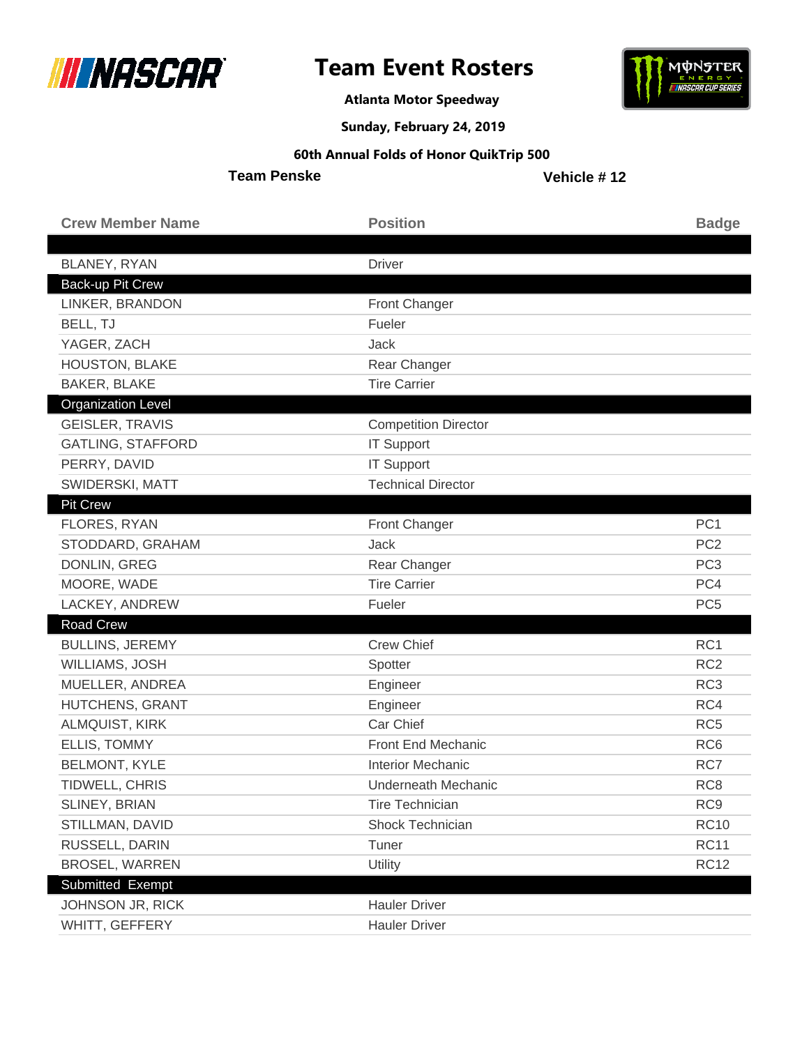# Team Event Rosters

**Atlanta Motor Speedway**

**Sunday, February 24, 2019**

**60th Annual Folds of Honor QuikTrip 500**

**Team Penske** | **Vehicle # 12**

| Crew Member Name | Position | Badge |
|---|---|---|
| | | |
| BLANEY, RYAN | Driver | |
| **Back-up Pit Crew** | | |
| LINKER, BRANDON | Front Changer | |
| BELL, TJ | Fueler | |
| YAGER, ZACH | Jack | |
| HOUSTON, BLAKE | Rear Changer | |
| BAKER, BLAKE | Tire Carrier | |
| **Organization Level** | | |
| GEISLER, TRAVIS | Competition Director | |
| GATLING, STAFFORD | IT Support | |
| PERRY, DAVID | IT Support | |
| SWIDERSKI, MATT | Technical Director | |
| **Pit Crew** | | |
| FLORES, RYAN | Front Changer | PC1 |
| STODDARD, GRAHAM | Jack | PC2 |
| DONLIN, GREG | Rear Changer | PC3 |
| MOORE, WADE | Tire Carrier | PC4 |
| LACKEY, ANDREW | Fueler | PC5 |
| **Road Crew** | | |
| BULLINS, JEREMY | Crew Chief | RC1 |
| WILLIAMS, JOSH | Spotter | RC2 |
| MUELLER, ANDREA | Engineer | RC3 |
| HUTCHENS, GRANT | Engineer | RC4 |
| ALMQUIST, KIRK | Car Chief | RC5 |
| ELLIS, TOMMY | Front End Mechanic | RC6 |
| BELMONT, KYLE | Interior Mechanic | RC7 |
| TIDWELL, CHRIS | Underneath Mechanic | RC8 |
| SLINEY, BRIAN | Tire Technician | RC9 |
| STILLMAN, DAVID | Shock Technician | RC10 |
| RUSSELL, DARIN | Tuner | RC11 |
| BROSEL, WARREN | Utility | RC12 |
| **Submitted Exempt** | | |
| JOHNSON JR, RICK | Hauler Driver | |
| WHITT, GEFFERY | Hauler Driver | |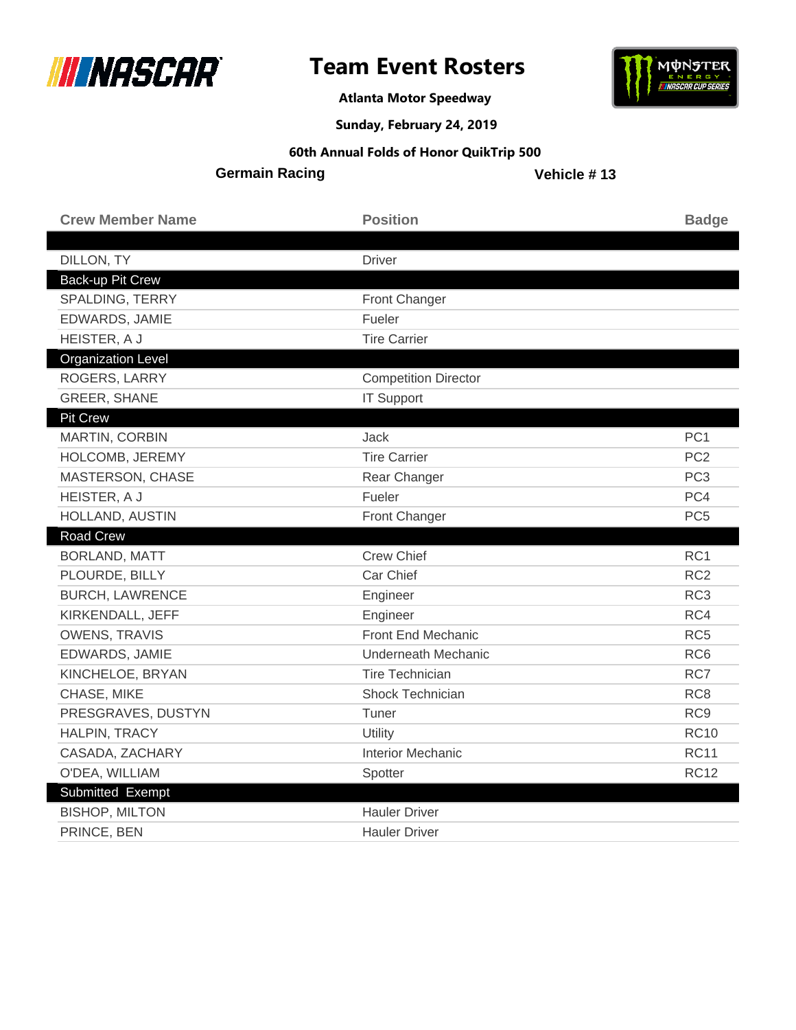# Team Event Rosters

**Atlanta Motor Speedway**

**Sunday, February 24, 2019**

**60th Annual Folds of Honor QuikTrip 500**

**Germain Racing** **Vehicle # 13**

| Crew Member Name | Position | Badge |
|---|---|---|
| | | |
| DILLON, TY | Driver | |
| **Back-up Pit Crew** | | |
| SPALDING, TERRY | Front Changer | |
| EDWARDS, JAMIE | Fueler | |
| HEISTER, A J | Tire Carrier | |
| **Organization Level** | | |
| ROGERS, LARRY | Competition Director | |
| GREER, SHANE | IT Support | |
| **Pit Crew** | | |
| MARTIN, CORBIN | Jack | PC1 |
| HOLCOMB, JEREMY | Tire Carrier | PC2 |
| MASTERSON, CHASE | Rear Changer | PC3 |
| HEISTER, A J | Fueler | PC4 |
| HOLLAND, AUSTIN | Front Changer | PC5 |
| **Road Crew** | | |
| BORLAND, MATT | Crew Chief | RC1 |
| PLOURDE, BILLY | Car Chief | RC2 |
| BURCH, LAWRENCE | Engineer | RC3 |
| KIRKENDALL, JEFF | Engineer | RC4 |
| OWENS, TRAVIS | Front End Mechanic | RC5 |
| EDWARDS, JAMIE | Underneath Mechanic | RC6 |
| KINCHELOE, BRYAN | Tire Technician | RC7 |
| CHASE, MIKE | Shock Technician | RC8 |
| PRESGRAVES, DUSTYN | Tuner | RC9 |
| HALPIN, TRACY | Utility | RC10 |
| CASADA, ZACHARY | Interior Mechanic | RC11 |
| O'DEA, WILLIAM | Spotter | RC12 |
| **Submitted Exempt** | | |
| BISHOP, MILTON | Hauler Driver | |
| PRINCE, BEN | Hauler Driver | |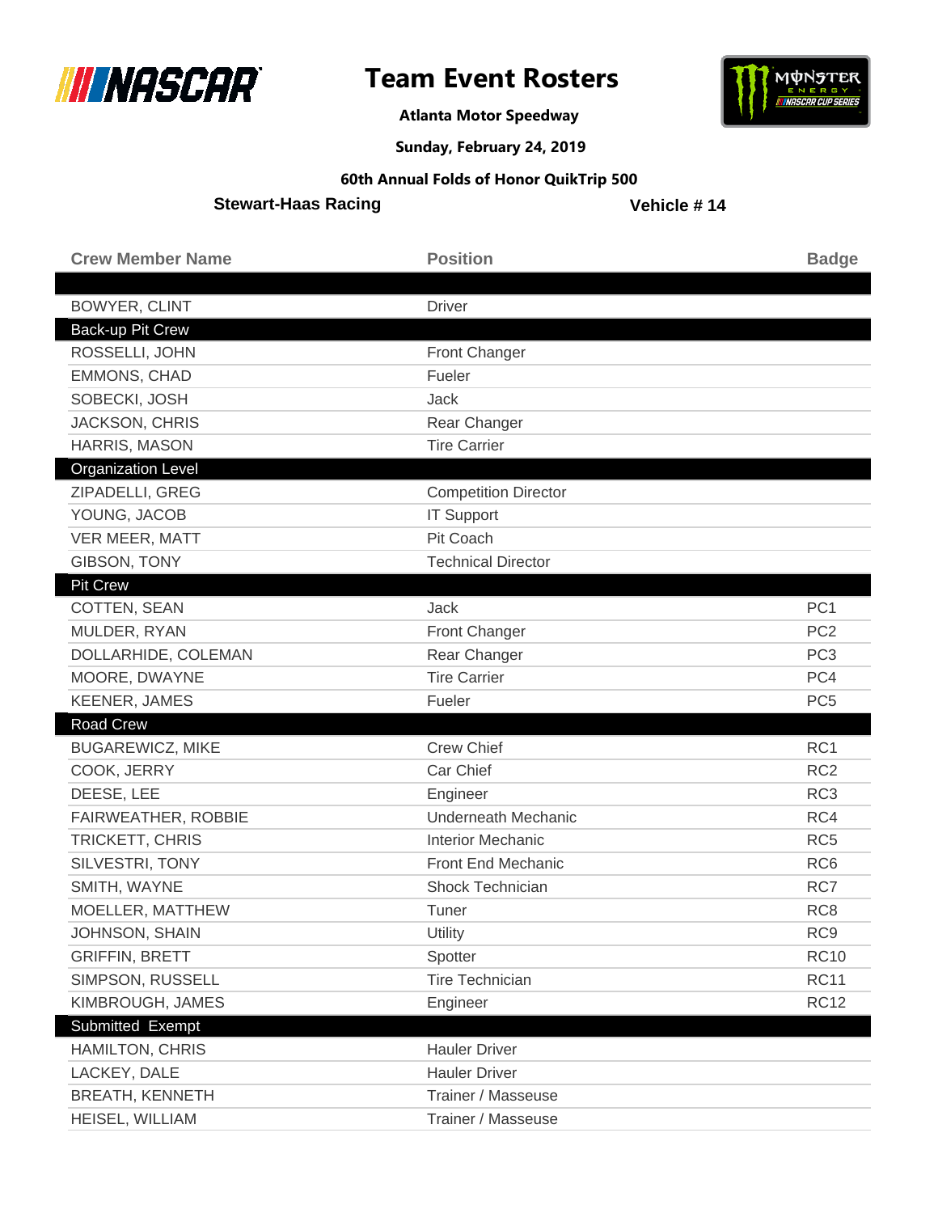# Team Event Rosters

**Atlanta Motor Speedway**

**Sunday, February 24, 2019**

**60th Annual Folds of Honor QuikTrip 500**

**Stewart-Haas Racing** | **Vehicle # 14**

| Crew Member Name | Position | Badge |
| --- | --- | --- |
| | | |
| BOWYER, CLINT | Driver | |
| **Back-up Pit Crew** | | |
| ROSSELLI, JOHN | Front Changer | |
| EMMONS, CHAD | Fueler | |
| SOBECKI, JOSH | Jack | |
| JACKSON, CHRIS | Rear Changer | |
| HARRIS, MASON | Tire Carrier | |
| **Organization Level** | | |
| ZIPADELLI, GREG | Competition Director | |
| YOUNG, JACOB | IT Support | |
| VER MEER, MATT | Pit Coach | |
| GIBSON, TONY | Technical Director | |
| **Pit Crew** | | |
| COTTEN, SEAN | Jack | PC1 |
| MULDER, RYAN | Front Changer | PC2 |
| DOLLARHIDE, COLEMAN | Rear Changer | PC3 |
| MOORE, DWAYNE | Tire Carrier | PC4 |
| KEENER, JAMES | Fueler | PC5 |
| **Road Crew** | | |
| BUGAREWICZ, MIKE | Crew Chief | RC1 |
| COOK, JERRY | Car Chief | RC2 |
| DEESE, LEE | Engineer | RC3 |
| FAIRWEATHER, ROBBIE | Underneath Mechanic | RC4 |
| TRICKETT, CHRIS | Interior Mechanic | RC5 |
| SILVESTRI, TONY | Front End Mechanic | RC6 |
| SMITH, WAYNE | Shock Technician | RC7 |
| MOELLER, MATTHEW | Tuner | RC8 |
| JOHNSON, SHAIN | Utility | RC9 |
| GRIFFIN, BRETT | Spotter | RC10 |
| SIMPSON, RUSSELL | Tire Technician | RC11 |
| KIMBROUGH, JAMES | Engineer | RC12 |
| **Submitted Exempt** | | |
| HAMILTON, CHRIS | Hauler Driver | |
| LACKEY, DALE | Hauler Driver | |
| BREATH, KENNETH | Trainer / Masseuse | |
| HEISEL, WILLIAM | Trainer / Masseuse | |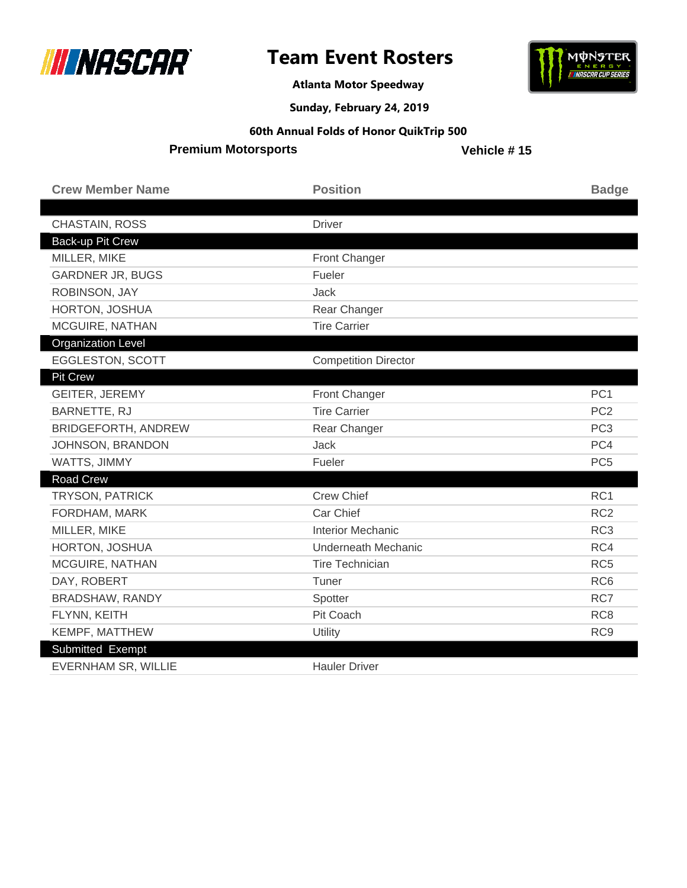# Team Event Rosters

**Atlanta Motor Speedway**

**Sunday, February 24, 2019**

**60th Annual Folds of Honor QuikTrip 500**

**Premium Motorsports** **Vehicle # 15**

| Crew Member Name | Position | Badge |
|---|---|---|
| | | |
| CHASTAIN, ROSS | Driver | |
| **Back-up Pit Crew** | | |
| MILLER, MIKE | Front Changer | |
| GARDNER JR, BUGS | Fueler | |
| ROBINSON, JAY | Jack | |
| HORTON, JOSHUA | Rear Changer | |
| MCGUIRE, NATHAN | Tire Carrier | |
| **Organization Level** | | |
| EGGLESTON, SCOTT | Competition Director | |
| **Pit Crew** | | |
| GEITER, JEREMY | Front Changer | PC1 |
| BARNETTE, RJ | Tire Carrier | PC2 |
| BRIDGEFORTH, ANDREW | Rear Changer | PC3 |
| JOHNSON, BRANDON | Jack | PC4 |
| WATTS, JIMMY | Fueler | PC5 |
| **Road Crew** | | |
| TRYSON, PATRICK | Crew Chief | RC1 |
| FORDHAM, MARK | Car Chief | RC2 |
| MILLER, MIKE | Interior Mechanic | RC3 |
| HORTON, JOSHUA | Underneath Mechanic | RC4 |
| MCGUIRE, NATHAN | Tire Technician | RC5 |
| DAY, ROBERT | Tuner | RC6 |
| BRADSHAW, RANDY | Spotter | RC7 |
| FLYNN, KEITH | Pit Coach | RC8 |
| KEMPF, MATTHEW | Utility | RC9 |
| **Submitted Exempt** | | |
| EVERNHAM SR, WILLIE | Hauler Driver | |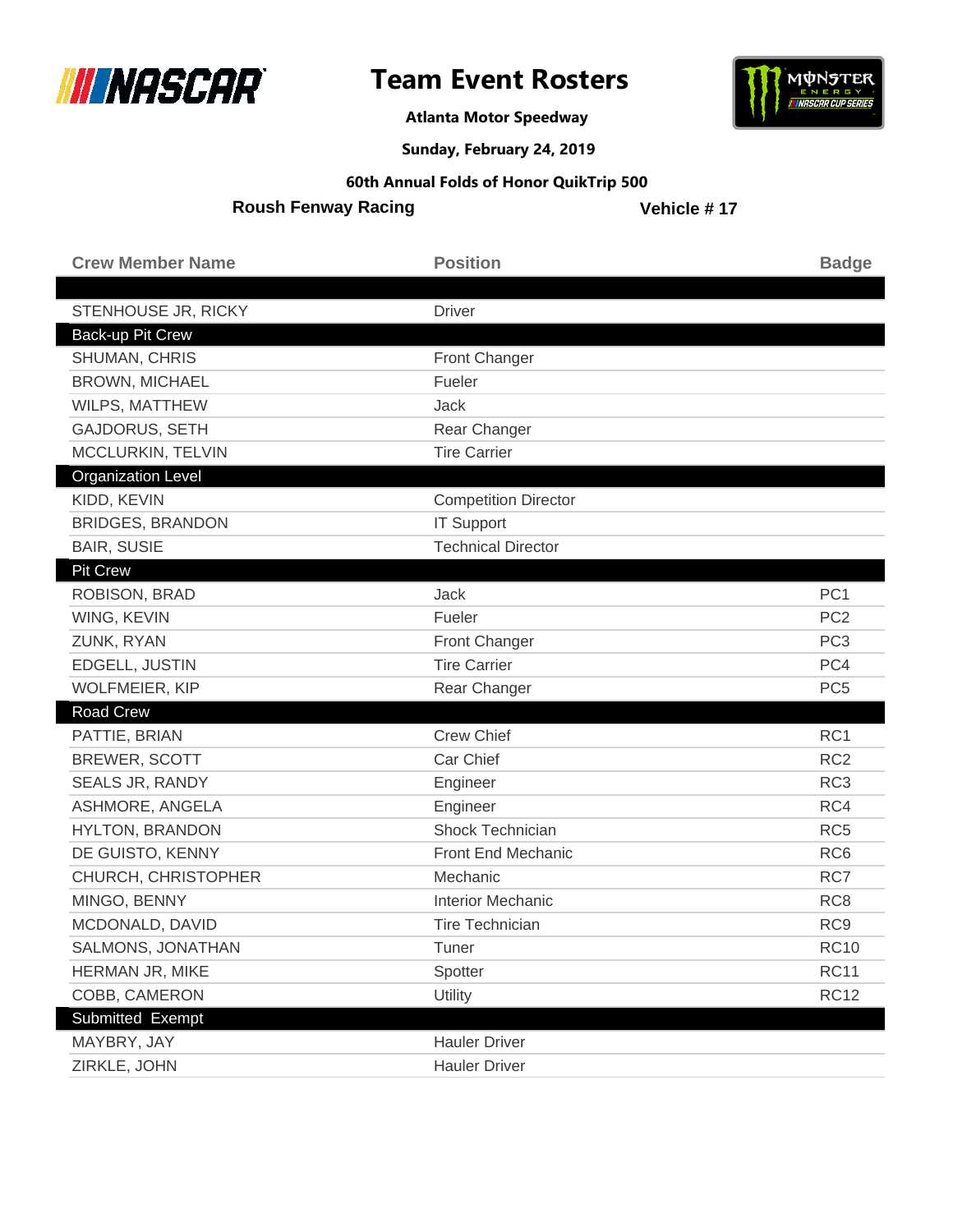# Team Event Rosters

**Atlanta Motor Speedway**

**Sunday, February 24, 2019**

**60th Annual Folds of Honor QuikTrip 500**

**Roush Fenway Racing** **Vehicle # 17**

| Crew Member Name | Position | Badge |
|---|---|---|
| | | |
| STENHOUSE JR, RICKY | Driver | |
| **Back-up Pit Crew** | | |
| SHUMAN, CHRIS | Front Changer | |
| BROWN, MICHAEL | Fueler | |
| WILPS, MATTHEW | Jack | |
| GAJDORUS, SETH | Rear Changer | |
| MCCLURKIN, TELVIN | Tire Carrier | |
| **Organization Level** | | |
| KIDD, KEVIN | Competition Director | |
| BRIDGES, BRANDON | IT Support | |
| BAIR, SUSIE | Technical Director | |
| **Pit Crew** | | |
| ROBISON, BRAD | Jack | PC1 |
| WING, KEVIN | Fueler | PC2 |
| ZUNK, RYAN | Front Changer | PC3 |
| EDGELL, JUSTIN | Tire Carrier | PC4 |
| WOLFMEIER, KIP | Rear Changer | PC5 |
| **Road Crew** | | |
| PATTIE, BRIAN | Crew Chief | RC1 |
| BREWER, SCOTT | Car Chief | RC2 |
| SEALS JR, RANDY | Engineer | RC3 |
| ASHMORE, ANGELA | Engineer | RC4 |
| HYLTON, BRANDON | Shock Technician | RC5 |
| DE GUISTO, KENNY | Front End Mechanic | RC6 |
| CHURCH, CHRISTOPHER | Mechanic | RC7 |
| MINGO, BENNY | Interior Mechanic | RC8 |
| MCDONALD, DAVID | Tire Technician | RC9 |
| SALMONS, JONATHAN | Tuner | RC10 |
| HERMAN JR, MIKE | Spotter | RC11 |
| COBB, CAMERON | Utility | RC12 |
| **Submitted Exempt** | | |
| MAYBRY, JAY | Hauler Driver | |
| ZIRKLE, JOHN | Hauler Driver | |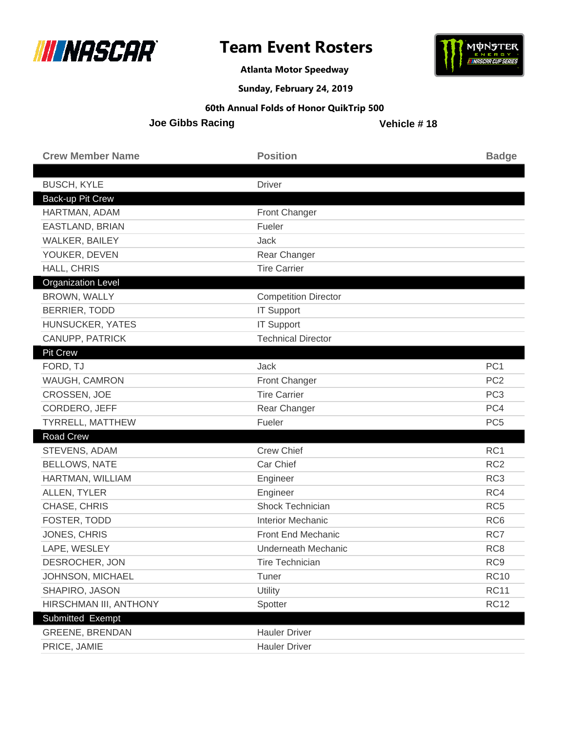# Team Event Rosters

**Atlanta Motor Speedway**

**Sunday, February 24, 2019**

**60th Annual Folds of Honor QuikTrip 500**

**Joe Gibbs Racing** | **Vehicle # 18**

| Crew Member Name | Position | Badge |
|---|---|---|
| | | |
| BUSCH, KYLE | Driver | |
| **Back-up Pit Crew** | | |
| HARTMAN, ADAM | Front Changer | |
| EASTLAND, BRIAN | Fueler | |
| WALKER, BAILEY | Jack | |
| YOUKER, DEVEN | Rear Changer | |
| HALL, CHRIS | Tire Carrier | |
| **Organization Level** | | |
| BROWN, WALLY | Competition Director | |
| BERRIER, TODD | IT Support | |
| HUNSUCKER, YATES | IT Support | |
| CANUPP, PATRICK | Technical Director | |
| **Pit Crew** | | |
| FORD, TJ | Jack | PC1 |
| WAUGH, CAMRON | Front Changer | PC2 |
| CROSSEN, JOE | Tire Carrier | PC3 |
| CORDERO, JEFF | Rear Changer | PC4 |
| TYRRELL, MATTHEW | Fueler | PC5 |
| **Road Crew** | | |
| STEVENS, ADAM | Crew Chief | RC1 |
| BELLOWS, NATE | Car Chief | RC2 |
| HARTMAN, WILLIAM | Engineer | RC3 |
| ALLEN, TYLER | Engineer | RC4 |
| CHASE, CHRIS | Shock Technician | RC5 |
| FOSTER, TODD | Interior Mechanic | RC6 |
| JONES, CHRIS | Front End Mechanic | RC7 |
| LAPE, WESLEY | Underneath Mechanic | RC8 |
| DESROCHER, JON | Tire Technician | RC9 |
| JOHNSON, MICHAEL | Tuner | RC10 |
| SHAPIRO, JASON | Utility | RC11 |
| HIRSCHMAN III, ANTHONY | Spotter | RC12 |
| **Submitted Exempt** | | |
| GREENE, BRENDAN | Hauler Driver | |
| PRICE, JAMIE | Hauler Driver | |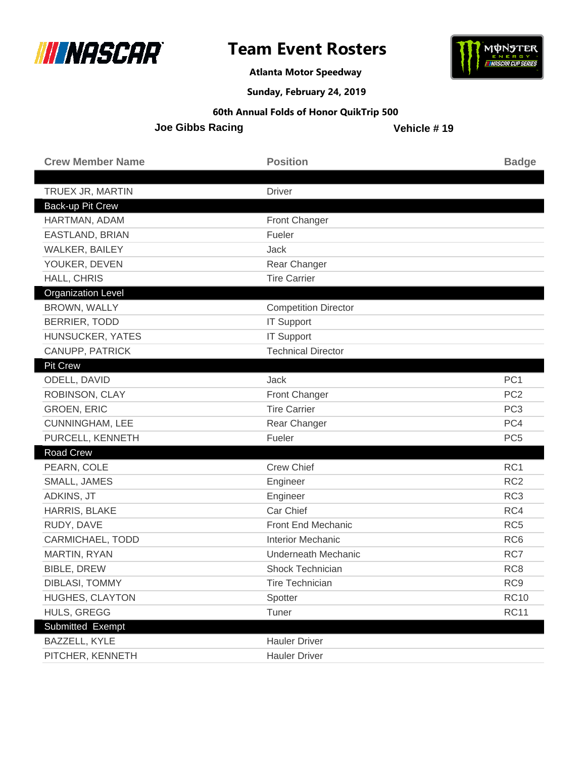# Team Event Rosters

**Atlanta Motor Speedway**

**Sunday, February 24, 2019**

**60th Annual Folds of Honor QuikTrip 500**

**Joe Gibbs Racing** **Vehicle # 19**

| Crew Member Name | Position | Badge |
|---|---|---|
| | | |
| TRUEX JR, MARTIN | Driver | |
| **Back-up Pit Crew** | | |
| HARTMAN, ADAM | Front Changer | |
| EASTLAND, BRIAN | Fueler | |
| WALKER, BAILEY | Jack | |
| YOUKER, DEVEN | Rear Changer | |
| HALL, CHRIS | Tire Carrier | |
| **Organization Level** | | |
| BROWN, WALLY | Competition Director | |
| BERRIER, TODD | IT Support | |
| HUNSUCKER, YATES | IT Support | |
| CANUPP, PATRICK | Technical Director | |
| **Pit Crew** | | |
| ODELL, DAVID | Jack | PC1 |
| ROBINSON, CLAY | Front Changer | PC2 |
| GROEN, ERIC | Tire Carrier | PC3 |
| CUNNINGHAM, LEE | Rear Changer | PC4 |
| PURCELL, KENNETH | Fueler | PC5 |
| **Road Crew** | | |
| PEARN, COLE | Crew Chief | RC1 |
| SMALL, JAMES | Engineer | RC2 |
| ADKINS, JT | Engineer | RC3 |
| HARRIS, BLAKE | Car Chief | RC4 |
| RUDY, DAVE | Front End Mechanic | RC5 |
| CARMICHAEL, TODD | Interior Mechanic | RC6 |
| MARTIN, RYAN | Underneath Mechanic | RC7 |
| BIBLE, DREW | Shock Technician | RC8 |
| DIBLASI, TOMMY | Tire Technician | RC9 |
| HUGHES, CLAYTON | Spotter | RC10 |
| HULS, GREGG | Tuner | RC11 |
| **Submitted Exempt** | | |
| BAZZELL, KYLE | Hauler Driver | |
| PITCHER, KENNETH | Hauler Driver | |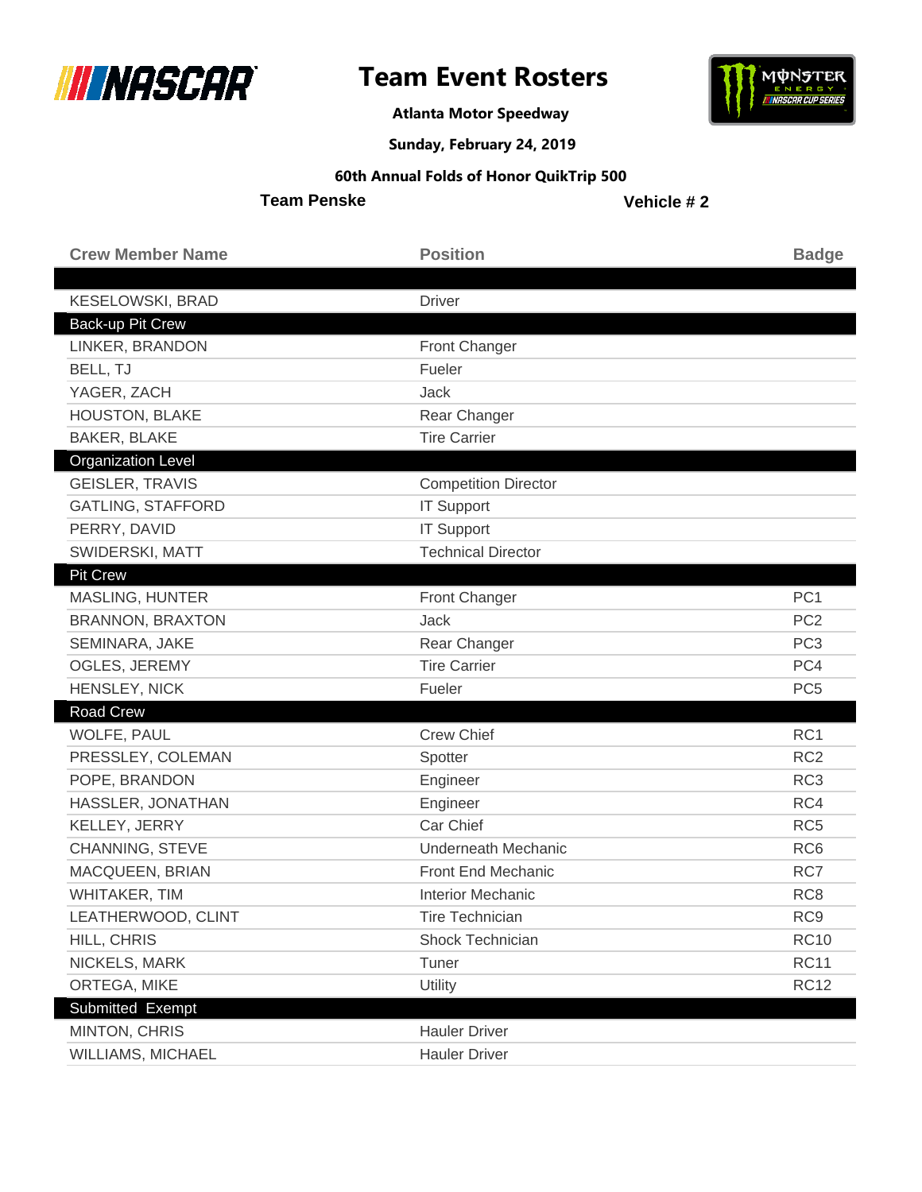# Team Event Rosters

**Atlanta Motor Speedway**

**Sunday, February 24, 2019**

**60th Annual Folds of Honor QuikTrip 500**

**Team Penske** | **Vehicle # 2**

| Crew Member Name | Position | Badge |
|---|---|---|
| | | |
| KESELOWSKI, BRAD | Driver | |
| **Back-up Pit Crew** | | |
| LINKER, BRANDON | Front Changer | |
| BELL, TJ | Fueler | |
| YAGER, ZACH | Jack | |
| HOUSTON, BLAKE | Rear Changer | |
| BAKER, BLAKE | Tire Carrier | |
| **Organization Level** | | |
| GEISLER, TRAVIS | Competition Director | |
| GATLING, STAFFORD | IT Support | |
| PERRY, DAVID | IT Support | |
| SWIDERSKI, MATT | Technical Director | |
| **Pit Crew** | | |
| MASLING, HUNTER | Front Changer | PC1 |
| BRANNON, BRAXTON | Jack | PC2 |
| SEMINARA, JAKE | Rear Changer | PC3 |
| OGLES, JEREMY | Tire Carrier | PC4 |
| HENSLEY, NICK | Fueler | PC5 |
| **Road Crew** | | |
| WOLFE, PAUL | Crew Chief | RC1 |
| PRESSLEY, COLEMAN | Spotter | RC2 |
| POPE, BRANDON | Engineer | RC3 |
| HASSLER, JONATHAN | Engineer | RC4 |
| KELLEY, JERRY | Car Chief | RC5 |
| CHANNING, STEVE | Underneath Mechanic | RC6 |
| MACQUEEN, BRIAN | Front End Mechanic | RC7 |
| WHITAKER, TIM | Interior Mechanic | RC8 |
| LEATHERWOOD, CLINT | Tire Technician | RC9 |
| HILL, CHRIS | Shock Technician | RC10 |
| NICKELS, MARK | Tuner | RC11 |
| ORTEGA, MIKE | Utility | RC12 |
| **Submitted Exempt** | | |
| MINTON, CHRIS | Hauler Driver | |
| WILLIAMS, MICHAEL | Hauler Driver | |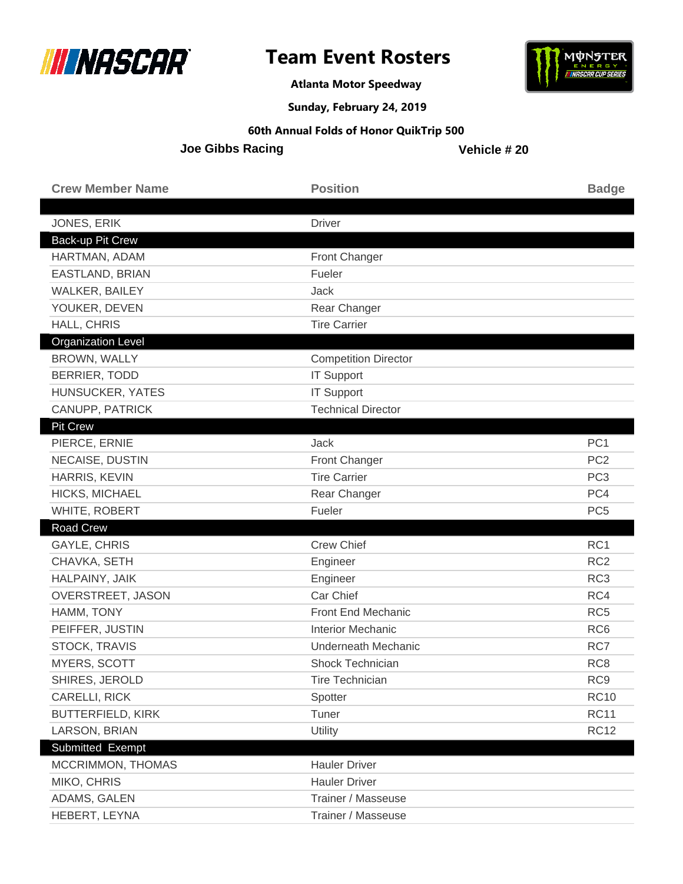# Team Event Rosters

**Atlanta Motor Speedway**

**Sunday, February 24, 2019**

**60th Annual Folds of Honor QuikTrip 500**

**Joe Gibbs Racing** **Vehicle # 20**

| Crew Member Name | Position | Badge |
|---|---|---|
| | | |
| JONES, ERIK | Driver | |
| **Back-up Pit Crew** | | |
| HARTMAN, ADAM | Front Changer | |
| EASTLAND, BRIAN | Fueler | |
| WALKER, BAILEY | Jack | |
| YOUKER, DEVEN | Rear Changer | |
| HALL, CHRIS | Tire Carrier | |
| **Organization Level** | | |
| BROWN, WALLY | Competition Director | |
| BERRIER, TODD | IT Support | |
| HUNSUCKER, YATES | IT Support | |
| CANUPP, PATRICK | Technical Director | |
| **Pit Crew** | | |
| PIERCE, ERNIE | Jack | PC1 |
| NECAISE, DUSTIN | Front Changer | PC2 |
| HARRIS, KEVIN | Tire Carrier | PC3 |
| HICKS, MICHAEL | Rear Changer | PC4 |
| WHITE, ROBERT | Fueler | PC5 |
| **Road Crew** | | |
| GAYLE, CHRIS | Crew Chief | RC1 |
| CHAVKA, SETH | Engineer | RC2 |
| HALPAINY, JAIK | Engineer | RC3 |
| OVERSTREET, JASON | Car Chief | RC4 |
| HAMM, TONY | Front End Mechanic | RC5 |
| PEIFFER, JUSTIN | Interior Mechanic | RC6 |
| STOCK, TRAVIS | Underneath Mechanic | RC7 |
| MYERS, SCOTT | Shock Technician | RC8 |
| SHIRES, JEROLD | Tire Technician | RC9 |
| CARELLI, RICK | Spotter | RC10 |
| BUTTERFIELD, KIRK | Tuner | RC11 |
| LARSON, BRIAN | Utility | RC12 |
| **Submitted Exempt** | | |
| MCCRIMMON, THOMAS | Hauler Driver | |
| MIKO, CHRIS | Hauler Driver | |
| ADAMS, GALEN | Trainer / Masseuse | |
| HEBERT, LEYNA | Trainer / Masseuse | |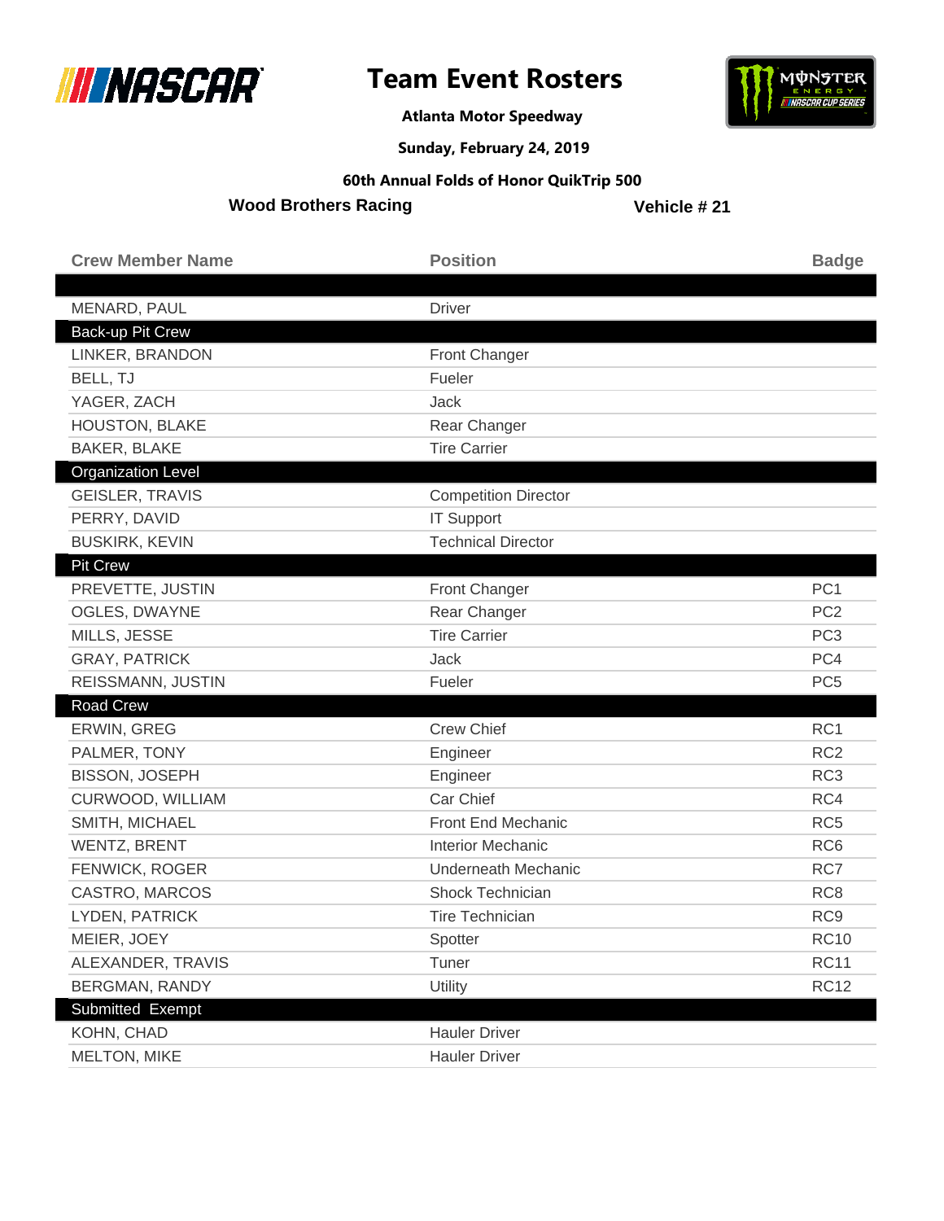# Team Event Rosters

**Atlanta Motor Speedway**

**Sunday, February 24, 2019**

**60th Annual Folds of Honor QuikTrip 500**

**Wood Brothers Racing** **Vehicle # 21**

| Crew Member Name | Position | Badge |
|---|---|---|
| | | |
| MENARD, PAUL | Driver | |
| **Back-up Pit Crew** | | |
| LINKER, BRANDON | Front Changer | |
| BELL, TJ | Fueler | |
| YAGER, ZACH | Jack | |
| HOUSTON, BLAKE | Rear Changer | |
| BAKER, BLAKE | Tire Carrier | |
| **Organization Level** | | |
| GEISLER, TRAVIS | Competition Director | |
| PERRY, DAVID | IT Support | |
| BUSKIRK, KEVIN | Technical Director | |
| **Pit Crew** | | |
| PREVETTE, JUSTIN | Front Changer | PC1 |
| OGLES, DWAYNE | Rear Changer | PC2 |
| MILLS, JESSE | Tire Carrier | PC3 |
| GRAY, PATRICK | Jack | PC4 |
| REISSMANN, JUSTIN | Fueler | PC5 |
| **Road Crew** | | |
| ERWIN, GREG | Crew Chief | RC1 |
| PALMER, TONY | Engineer | RC2 |
| BISSON, JOSEPH | Engineer | RC3 |
| CURWOOD, WILLIAM | Car Chief | RC4 |
| SMITH, MICHAEL | Front End Mechanic | RC5 |
| WENTZ, BRENT | Interior Mechanic | RC6 |
| FENWICK, ROGER | Underneath Mechanic | RC7 |
| CASTRO, MARCOS | Shock Technician | RC8 |
| LYDEN, PATRICK | Tire Technician | RC9 |
| MEIER, JOEY | Spotter | RC10 |
| ALEXANDER, TRAVIS | Tuner | RC11 |
| BERGMAN, RANDY | Utility | RC12 |
| **Submitted Exempt** | | |
| KOHN, CHAD | Hauler Driver | |
| MELTON, MIKE | Hauler Driver | |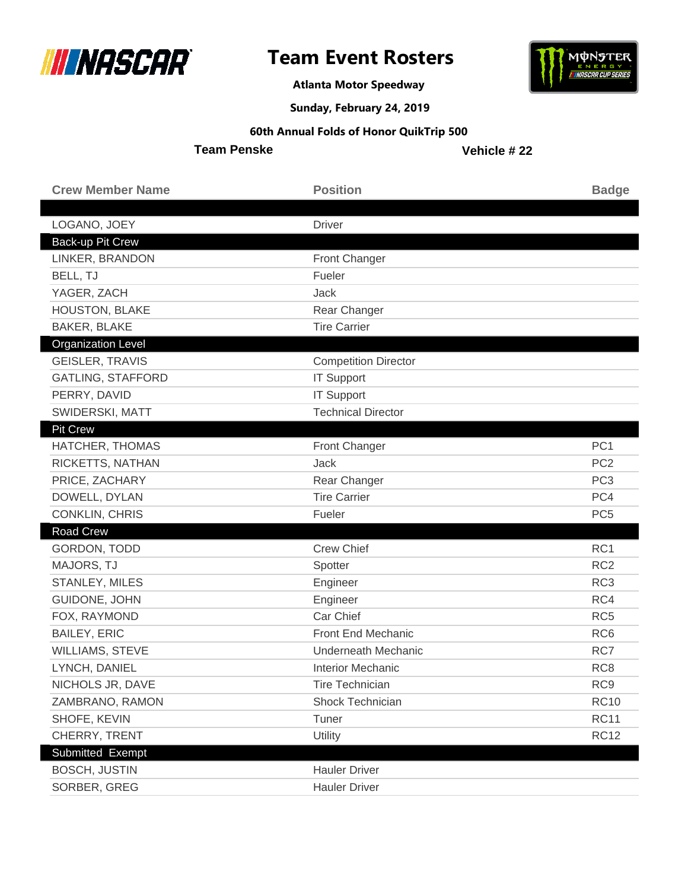# Team Event Rosters

**Atlanta Motor Speedway**

**Sunday, February 24, 2019**

**60th Annual Folds of Honor QuikTrip 500**

**Team Penske** **Vehicle # 22**

| Crew Member Name | Position | Badge |
|---|---|---|
| | | |
| LOGANO, JOEY | Driver | |
| **Back-up Pit Crew** | | |
| LINKER, BRANDON | Front Changer | |
| BELL, TJ | Fueler | |
| YAGER, ZACH | Jack | |
| HOUSTON, BLAKE | Rear Changer | |
| BAKER, BLAKE | Tire Carrier | |
| **Organization Level** | | |
| GEISLER, TRAVIS | Competition Director | |
| GATLING, STAFFORD | IT Support | |
| PERRY, DAVID | IT Support | |
| SWIDERSKI, MATT | Technical Director | |
| **Pit Crew** | | |
| HATCHER, THOMAS | Front Changer | PC1 |
| RICKETTS, NATHAN | Jack | PC2 |
| PRICE, ZACHARY | Rear Changer | PC3 |
| DOWELL, DYLAN | Tire Carrier | PC4 |
| CONKLIN, CHRIS | Fueler | PC5 |
| **Road Crew** | | |
| GORDON, TODD | Crew Chief | RC1 |
| MAJORS, TJ | Spotter | RC2 |
| STANLEY, MILES | Engineer | RC3 |
| GUIDONE, JOHN | Engineer | RC4 |
| FOX, RAYMOND | Car Chief | RC5 |
| BAILEY, ERIC | Front End Mechanic | RC6 |
| WILLIAMS, STEVE | Underneath Mechanic | RC7 |
| LYNCH, DANIEL | Interior Mechanic | RC8 |
| NICHOLS JR, DAVE | Tire Technician | RC9 |
| ZAMBRANO, RAMON | Shock Technician | RC10 |
| SHOFE, KEVIN | Tuner | RC11 |
| CHERRY, TRENT | Utility | RC12 |
| **Submitted Exempt** | | |
| BOSCH, JUSTIN | Hauler Driver | |
| SORBER, GREG | Hauler Driver | |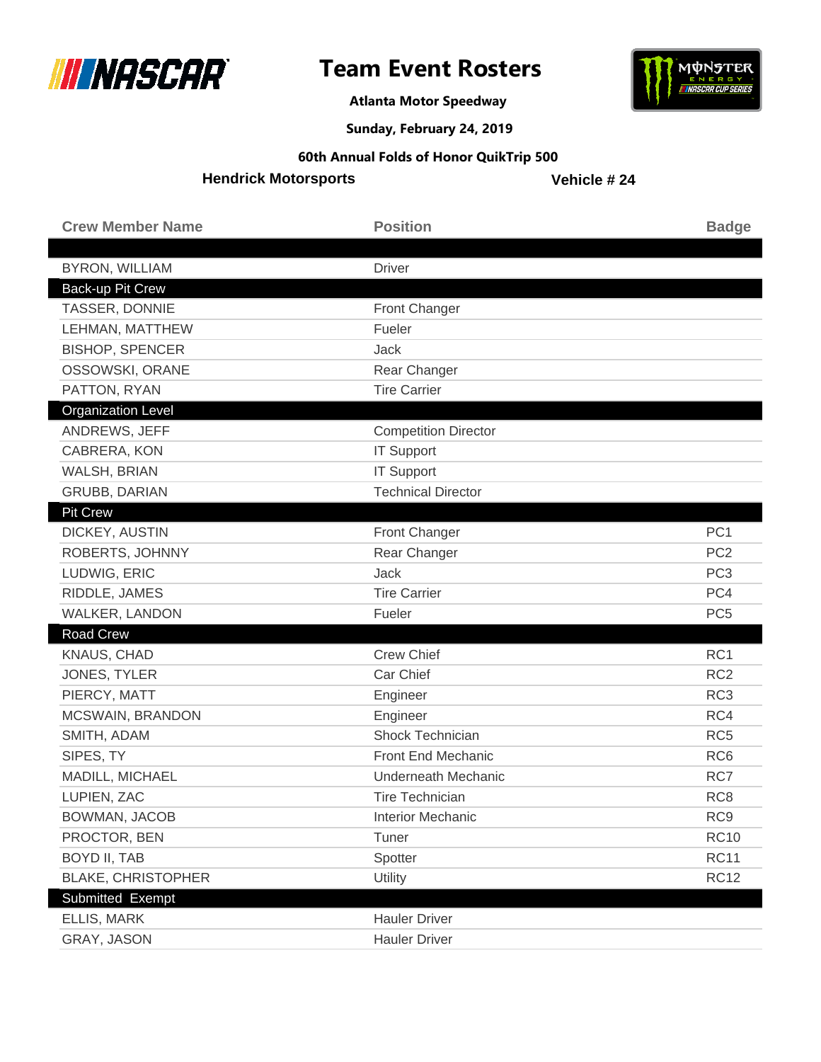# Team Event Rosters

**Atlanta Motor Speedway**

**Sunday, February 24, 2019**

**60th Annual Folds of Honor QuikTrip 500**

**Hendrick Motorsports** **Vehicle # 24**

| Crew Member Name | Position | Badge |
|---|---|---|
| | | |
| BYRON, WILLIAM | Driver | |
| **Back-up Pit Crew** | | |
| TASSER, DONNIE | Front Changer | |
| LEHMAN, MATTHEW | Fueler | |
| BISHOP, SPENCER | Jack | |
| OSSOWSKI, ORANE | Rear Changer | |
| PATTON, RYAN | Tire Carrier | |
| **Organization Level** | | |
| ANDREWS, JEFF | Competition Director | |
| CABRERA, KON | IT Support | |
| WALSH, BRIAN | IT Support | |
| GRUBB, DARIAN | Technical Director | |
| **Pit Crew** | | |
| DICKEY, AUSTIN | Front Changer | PC1 |
| ROBERTS, JOHNNY | Rear Changer | PC2 |
| LUDWIG, ERIC | Jack | PC3 |
| RIDDLE, JAMES | Tire Carrier | PC4 |
| WALKER, LANDON | Fueler | PC5 |
| **Road Crew** | | |
| KNAUS, CHAD | Crew Chief | RC1 |
| JONES, TYLER | Car Chief | RC2 |
| PIERCY, MATT | Engineer | RC3 |
| MCSWAIN, BRANDON | Engineer | RC4 |
| SMITH, ADAM | Shock Technician | RC5 |
| SIPES, TY | Front End Mechanic | RC6 |
| MADILL, MICHAEL | Underneath Mechanic | RC7 |
| LUPIEN, ZAC | Tire Technician | RC8 |
| BOWMAN, JACOB | Interior Mechanic | RC9 |
| PROCTOR, BEN | Tuner | RC10 |
| BOYD II, TAB | Spotter | RC11 |
| BLAKE, CHRISTOPHER | Utility | RC12 |
| **Submitted Exempt** | | |
| ELLIS, MARK | Hauler Driver | |
| GRAY, JASON | Hauler Driver | |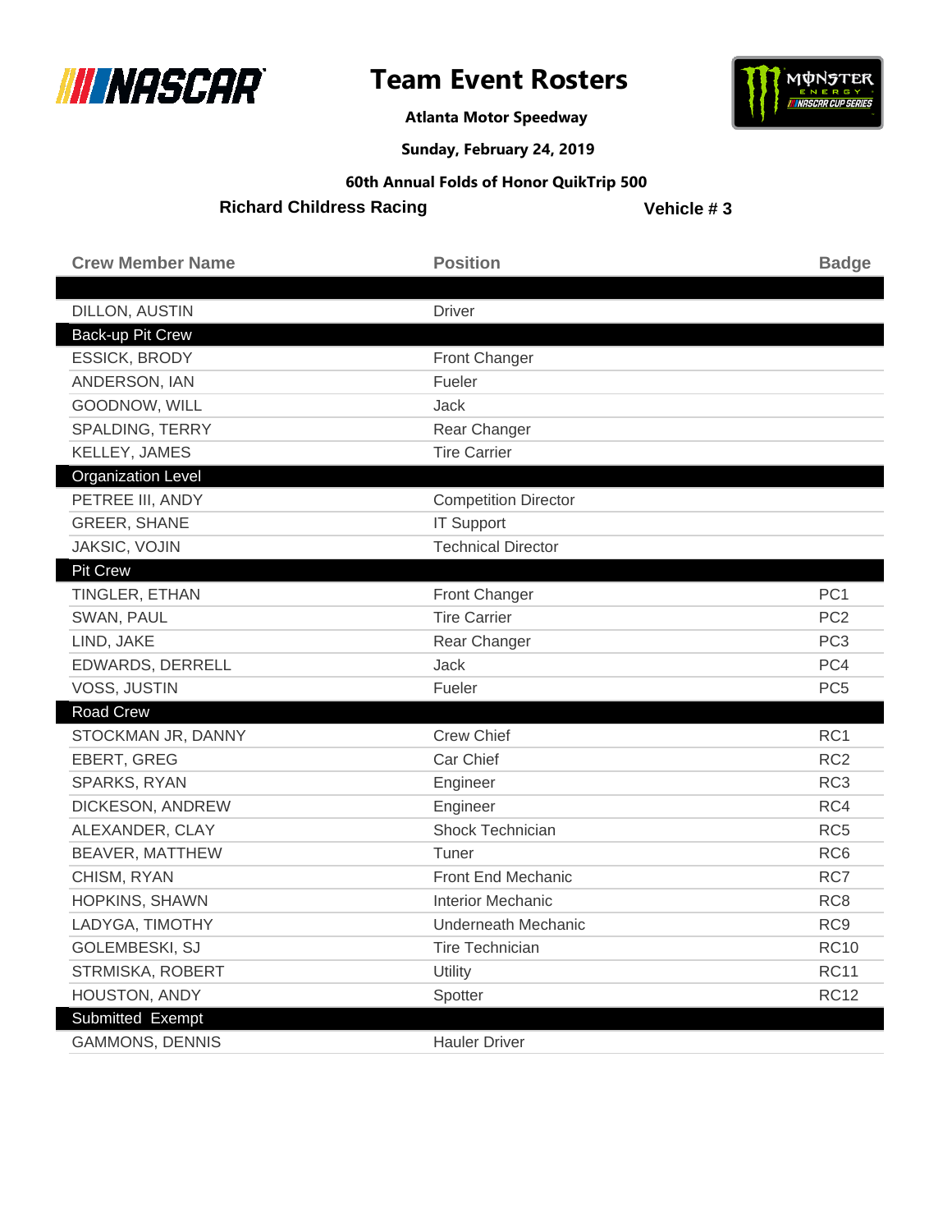# Team Event Rosters

**Atlanta Motor Speedway**

**Sunday, February 24, 2019**

**60th Annual Folds of Honor QuikTrip 500**

**Richard Childress Racing** **Vehicle # 3**

| Crew Member Name | Position | Badge |
|---|---|---|
| | | |
| DILLON, AUSTIN | Driver | |
| **Back-up Pit Crew** | | |
| ESSICK, BRODY | Front Changer | |
| ANDERSON, IAN | Fueler | |
| GOODNOW, WILL | Jack | |
| SPALDING, TERRY | Rear Changer | |
| KELLEY, JAMES | Tire Carrier | |
| **Organization Level** | | |
| PETREE III, ANDY | Competition Director | |
| GREER, SHANE | IT Support | |
| JAKSIC, VOJIN | Technical Director | |
| **Pit Crew** | | |
| TINGLER, ETHAN | Front Changer | PC1 |
| SWAN, PAUL | Tire Carrier | PC2 |
| LIND, JAKE | Rear Changer | PC3 |
| EDWARDS, DERRELL | Jack | PC4 |
| VOSS, JUSTIN | Fueler | PC5 |
| **Road Crew** | | |
| STOCKMAN JR, DANNY | Crew Chief | RC1 |
| EBERT, GREG | Car Chief | RC2 |
| SPARKS, RYAN | Engineer | RC3 |
| DICKESON, ANDREW | Engineer | RC4 |
| ALEXANDER, CLAY | Shock Technician | RC5 |
| BEAVER, MATTHEW | Tuner | RC6 |
| CHISM, RYAN | Front End Mechanic | RC7 |
| HOPKINS, SHAWN | Interior Mechanic | RC8 |
| LADYGA, TIMOTHY | Underneath Mechanic | RC9 |
| GOLEMBESKI, SJ | Tire Technician | RC10 |
| STRMISKA, ROBERT | Utility | RC11 |
| HOUSTON, ANDY | Spotter | RC12 |
| **Submitted Exempt** | | |
| GAMMONS, DENNIS | Hauler Driver | |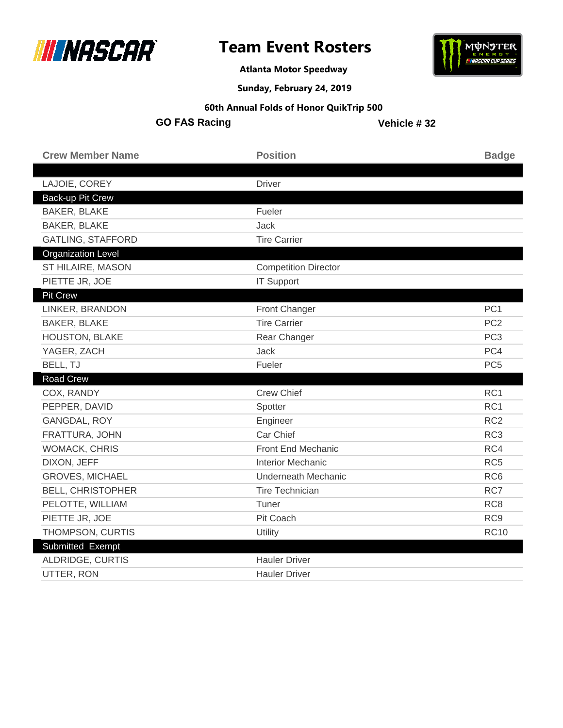# Team Event Rosters

**Atlanta Motor Speedway**

**Sunday, February 24, 2019**

**60th Annual Folds of Honor QuikTrip 500**

**GO FAS Racing** **Vehicle # 32**

| Crew Member Name | Position | Badge |
|---|---|---|
| | | |
| LAJOIE, COREY | Driver | |
| Back-up Pit Crew | | |
| BAKER, BLAKE | Fueler | |
| BAKER, BLAKE | Jack | |
| GATLING, STAFFORD | Tire Carrier | |
| Organization Level | | |
| ST HILAIRE, MASON | Competition Director | |
| PIETTE JR, JOE | IT Support | |
| Pit Crew | | |
| LINKER, BRANDON | Front Changer | PC1 |
| BAKER, BLAKE | Tire Carrier | PC2 |
| HOUSTON, BLAKE | Rear Changer | PC3 |
| YAGER, ZACH | Jack | PC4 |
| BELL, TJ | Fueler | PC5 |
| Road Crew | | |
| COX, RANDY | Crew Chief | RC1 |
| PEPPER, DAVID | Spotter | RC1 |
| GANGDAL, ROY | Engineer | RC2 |
| FRATTURA, JOHN | Car Chief | RC3 |
| WOMACK, CHRIS | Front End Mechanic | RC4 |
| DIXON, JEFF | Interior Mechanic | RC5 |
| GROVES, MICHAEL | Underneath Mechanic | RC6 |
| BELL, CHRISTOPHER | Tire Technician | RC7 |
| PELOTTE, WILLIAM | Tuner | RC8 |
| PIETTE JR, JOE | Pit Coach | RC9 |
| THOMPSON, CURTIS | Utility | RC10 |
| Submitted Exempt | | |
| ALDRIDGE, CURTIS | Hauler Driver | |
| UTTER, RON | Hauler Driver | |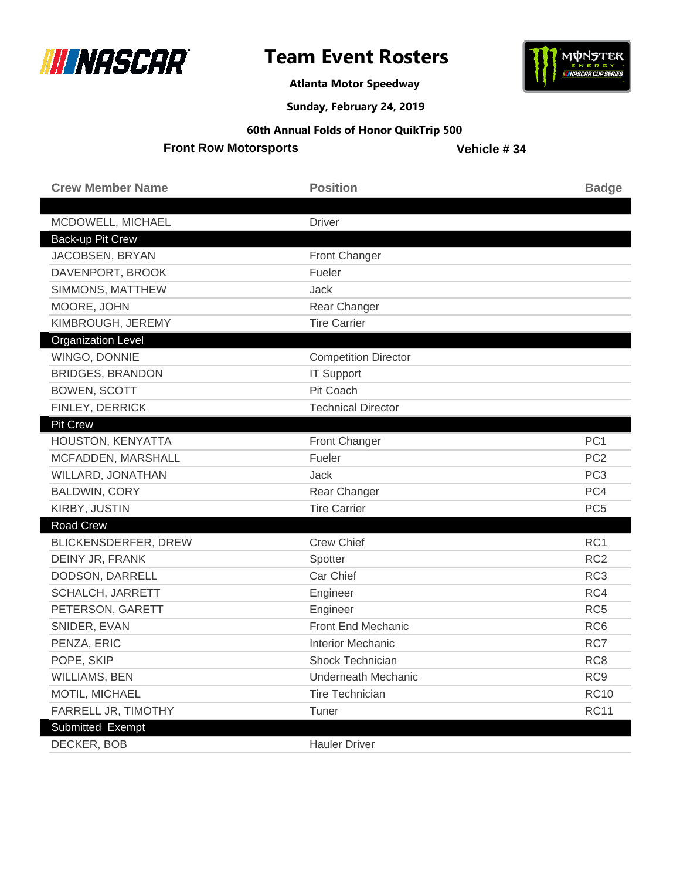# Team Event Rosters

**Atlanta Motor Speedway**

**Sunday, February 24, 2019**

**60th Annual Folds of Honor QuikTrip 500**

**Front Row Motorsports** | **Vehicle # 34**

| Crew Member Name | Position | Badge |
|---|---|---|
| | | |
| MCDOWELL, MICHAEL | Driver | |
| **Back-up Pit Crew** | | |
| JACOBSEN, BRYAN | Front Changer | |
| DAVENPORT, BROOK | Fueler | |
| SIMMONS, MATTHEW | Jack | |
| MOORE, JOHN | Rear Changer | |
| KIMBROUGH, JEREMY | Tire Carrier | |
| **Organization Level** | | |
| WINGO, DONNIE | Competition Director | |
| BRIDGES, BRANDON | IT Support | |
| BOWEN, SCOTT | Pit Coach | |
| FINLEY, DERRICK | Technical Director | |
| **Pit Crew** | | |
| HOUSTON, KENYATTA | Front Changer | PC1 |
| MCFADDEN, MARSHALL | Fueler | PC2 |
| WILLARD, JONATHAN | Jack | PC3 |
| BALDWIN, CORY | Rear Changer | PC4 |
| KIRBY, JUSTIN | Tire Carrier | PC5 |
| **Road Crew** | | |
| BLICKENSDERFER, DREW | Crew Chief | RC1 |
| DEINY JR, FRANK | Spotter | RC2 |
| DODSON, DARRELL | Car Chief | RC3 |
| SCHALCH, JARRETT | Engineer | RC4 |
| PETERSON, GARETT | Engineer | RC5 |
| SNIDER, EVAN | Front End Mechanic | RC6 |
| PENZA, ERIC | Interior Mechanic | RC7 |
| POPE, SKIP | Shock Technician | RC8 |
| WILLIAMS, BEN | Underneath Mechanic | RC9 |
| MOTIL, MICHAEL | Tire Technician | RC10 |
| FARRELL JR, TIMOTHY | Tuner | RC11 |
| **Submitted Exempt** | | |
| DECKER, BOB | Hauler Driver | |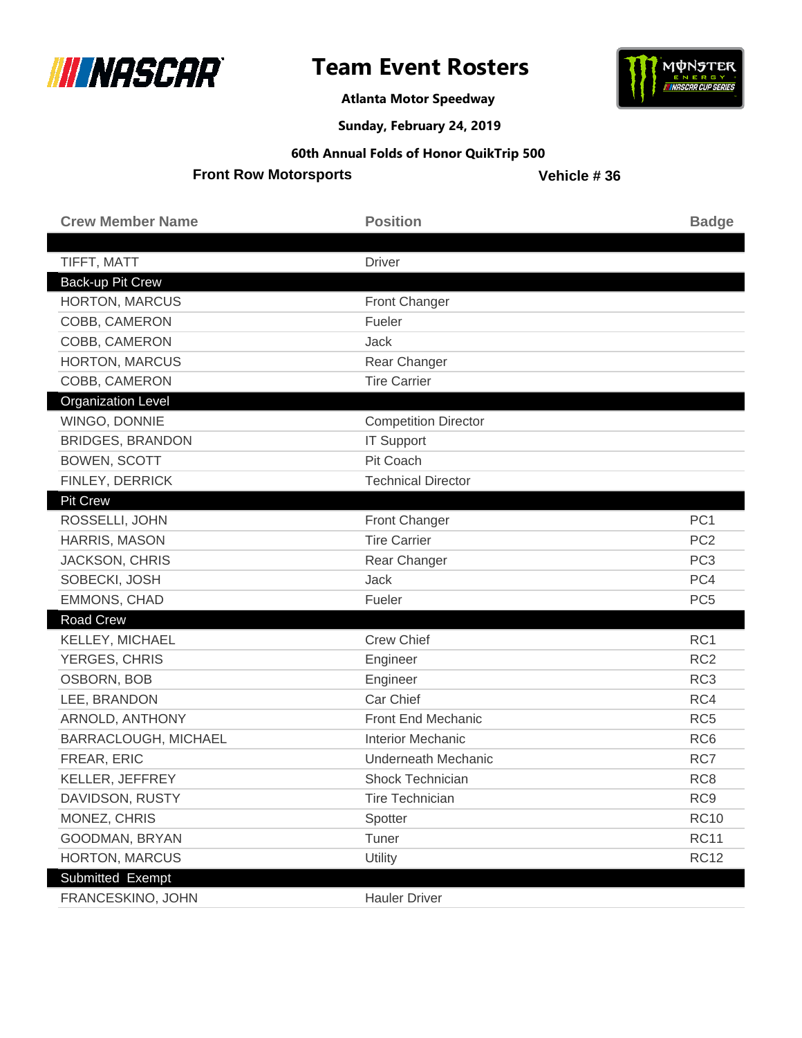# Team Event Rosters

**Atlanta Motor Speedway**

**Sunday, February 24, 2019**

**60th Annual Folds of Honor QuikTrip 500**

**Front Row Motorsports** | **Vehicle # 36**

| Crew Member Name | Position | Badge |
|---|---|---|
| | | |
| TIFFT, MATT | Driver | |
| **Back-up Pit Crew** | | |
| HORTON, MARCUS | Front Changer | |
| COBB, CAMERON | Fueler | |
| COBB, CAMERON | Jack | |
| HORTON, MARCUS | Rear Changer | |
| COBB, CAMERON | Tire Carrier | |
| **Organization Level** | | |
| WINGO, DONNIE | Competition Director | |
| BRIDGES, BRANDON | IT Support | |
| BOWEN, SCOTT | Pit Coach | |
| FINLEY, DERRICK | Technical Director | |
| **Pit Crew** | | |
| ROSSELLI, JOHN | Front Changer | PC1 |
| HARRIS, MASON | Tire Carrier | PC2 |
| JACKSON, CHRIS | Rear Changer | PC3 |
| SOBECKI, JOSH | Jack | PC4 |
| EMMONS, CHAD | Fueler | PC5 |
| **Road Crew** | | |
| KELLEY, MICHAEL | Crew Chief | RC1 |
| YERGES, CHRIS | Engineer | RC2 |
| OSBORN, BOB | Engineer | RC3 |
| LEE, BRANDON | Car Chief | RC4 |
| ARNOLD, ANTHONY | Front End Mechanic | RC5 |
| BARRACLOUGH, MICHAEL | Interior Mechanic | RC6 |
| FREAR, ERIC | Underneath Mechanic | RC7 |
| KELLER, JEFFREY | Shock Technician | RC8 |
| DAVIDSON, RUSTY | Tire Technician | RC9 |
| MONEZ, CHRIS | Spotter | RC10 |
| GOODMAN, BRYAN | Tuner | RC11 |
| HORTON, MARCUS | Utility | RC12 |
| **Submitted Exempt** | | |
| FRANCESKINO, JOHN | Hauler Driver | |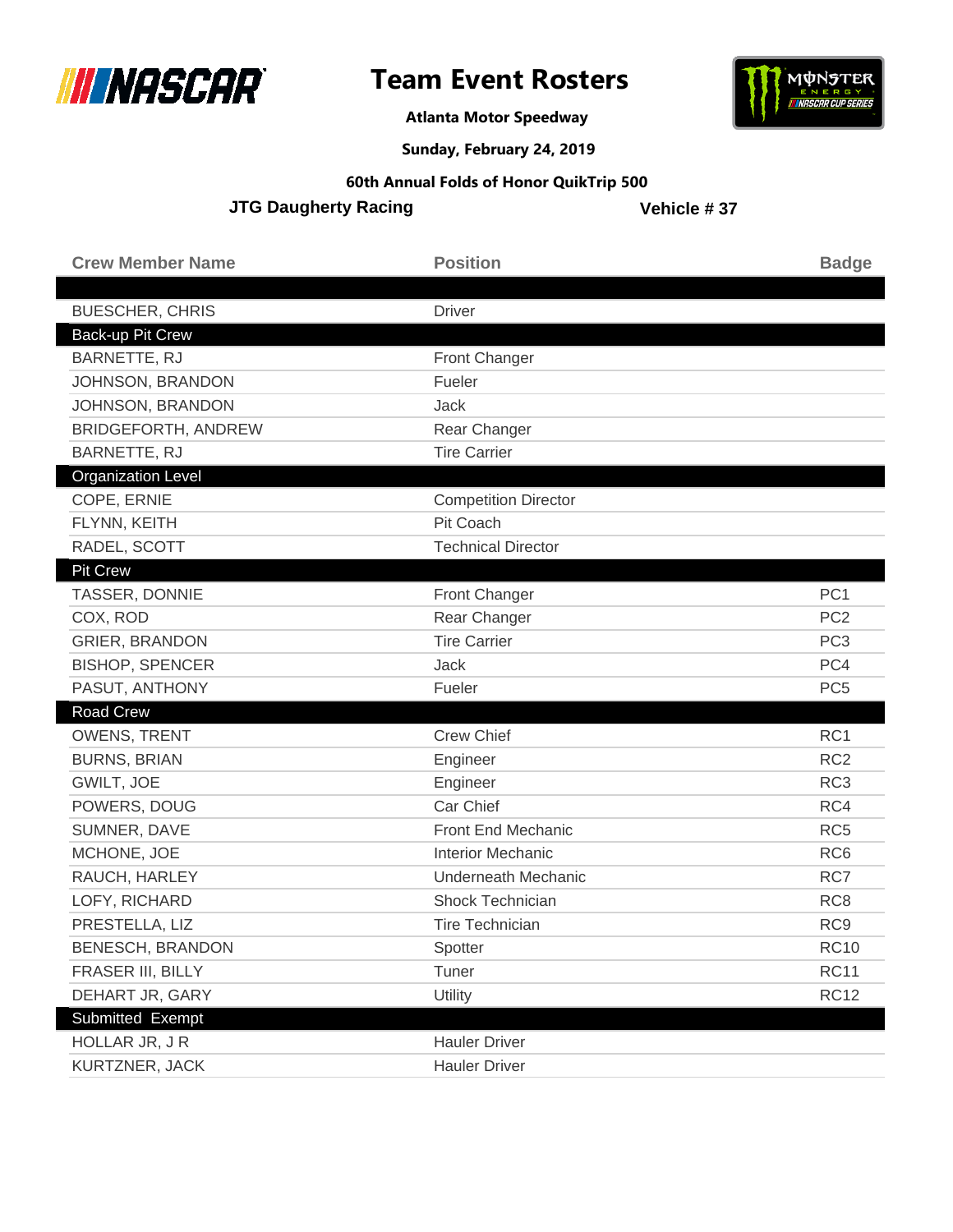# Team Event Rosters

**Atlanta Motor Speedway**

**Sunday, February 24, 2019**

**60th Annual Folds of Honor QuikTrip 500**

**JTG Daugherty Racing** — **Vehicle # 37**

| Crew Member Name | Position | Badge |
|---|---|---|
| | | |
| BUESCHER, CHRIS | Driver | |
| **Back-up Pit Crew** | | |
| BARNETTE, RJ | Front Changer | |
| JOHNSON, BRANDON | Fueler | |
| JOHNSON, BRANDON | Jack | |
| BRIDGEFORTH, ANDREW | Rear Changer | |
| BARNETTE, RJ | Tire Carrier | |
| **Organization Level** | | |
| COPE, ERNIE | Competition Director | |
| FLYNN, KEITH | Pit Coach | |
| RADEL, SCOTT | Technical Director | |
| **Pit Crew** | | |
| TASSER, DONNIE | Front Changer | PC1 |
| COX, ROD | Rear Changer | PC2 |
| GRIER, BRANDON | Tire Carrier | PC3 |
| BISHOP, SPENCER | Jack | PC4 |
| PASUT, ANTHONY | Fueler | PC5 |
| **Road Crew** | | |
| OWENS, TRENT | Crew Chief | RC1 |
| BURNS, BRIAN | Engineer | RC2 |
| GWILT, JOE | Engineer | RC3 |
| POWERS, DOUG | Car Chief | RC4 |
| SUMNER, DAVE | Front End Mechanic | RC5 |
| MCHONE, JOE | Interior Mechanic | RC6 |
| RAUCH, HARLEY | Underneath Mechanic | RC7 |
| LOFY, RICHARD | Shock Technician | RC8 |
| PRESTELLA, LIZ | Tire Technician | RC9 |
| BENESCH, BRANDON | Spotter | RC10 |
| FRASER III, BILLY | Tuner | RC11 |
| DEHART JR, GARY | Utility | RC12 |
| **Submitted Exempt** | | |
| HOLLAR JR, J R | Hauler Driver | |
| KURTZNER, JACK | Hauler Driver | |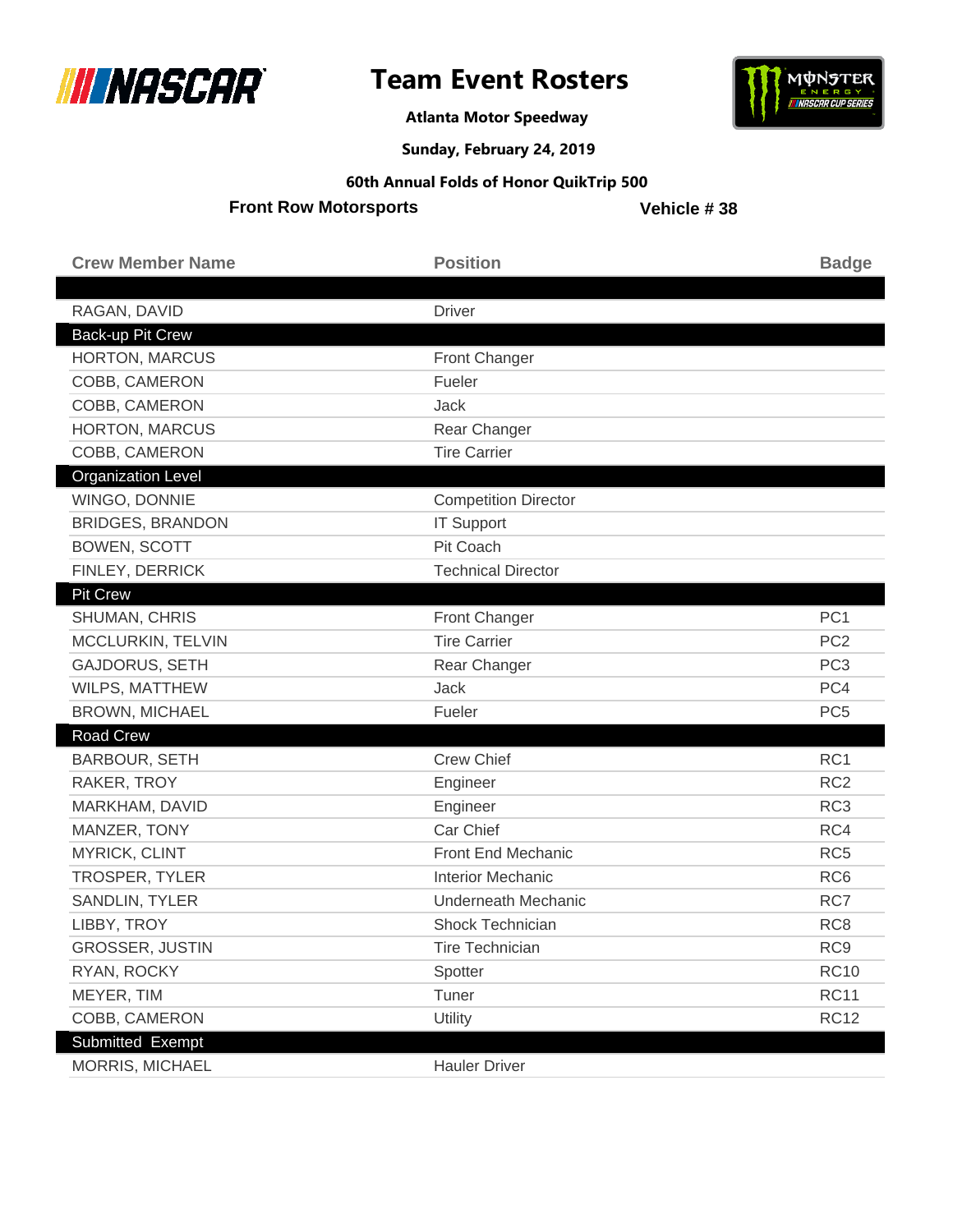# Team Event Rosters

**Atlanta Motor Speedway**

**Sunday, February 24, 2019**

**60th Annual Folds of Honor QuikTrip 500**

**Front Row Motorsports** — **Vehicle # 38**

| Crew Member Name | Position | Badge |
|---|---|---|
| | | |
| RAGAN, DAVID | Driver | |
| **Back-up Pit Crew** | | |
| HORTON, MARCUS | Front Changer | |
| COBB, CAMERON | Fueler | |
| COBB, CAMERON | Jack | |
| HORTON, MARCUS | Rear Changer | |
| COBB, CAMERON | Tire Carrier | |
| **Organization Level** | | |
| WINGO, DONNIE | Competition Director | |
| BRIDGES, BRANDON | IT Support | |
| BOWEN, SCOTT | Pit Coach | |
| FINLEY, DERRICK | Technical Director | |
| **Pit Crew** | | |
| SHUMAN, CHRIS | Front Changer | PC1 |
| MCCLURKIN, TELVIN | Tire Carrier | PC2 |
| GAJDORUS, SETH | Rear Changer | PC3 |
| WILPS, MATTHEW | Jack | PC4 |
| BROWN, MICHAEL | Fueler | PC5 |
| **Road Crew** | | |
| BARBOUR, SETH | Crew Chief | RC1 |
| RAKER, TROY | Engineer | RC2 |
| MARKHAM, DAVID | Engineer | RC3 |
| MANZER, TONY | Car Chief | RC4 |
| MYRICK, CLINT | Front End Mechanic | RC5 |
| TROSPER, TYLER | Interior Mechanic | RC6 |
| SANDLIN, TYLER | Underneath Mechanic | RC7 |
| LIBBY, TROY | Shock Technician | RC8 |
| GROSSER, JUSTIN | Tire Technician | RC9 |
| RYAN, ROCKY | Spotter | RC10 |
| MEYER, TIM | Tuner | RC11 |
| COBB, CAMERON | Utility | RC12 |
| **Submitted Exempt** | | |
| MORRIS, MICHAEL | Hauler Driver | |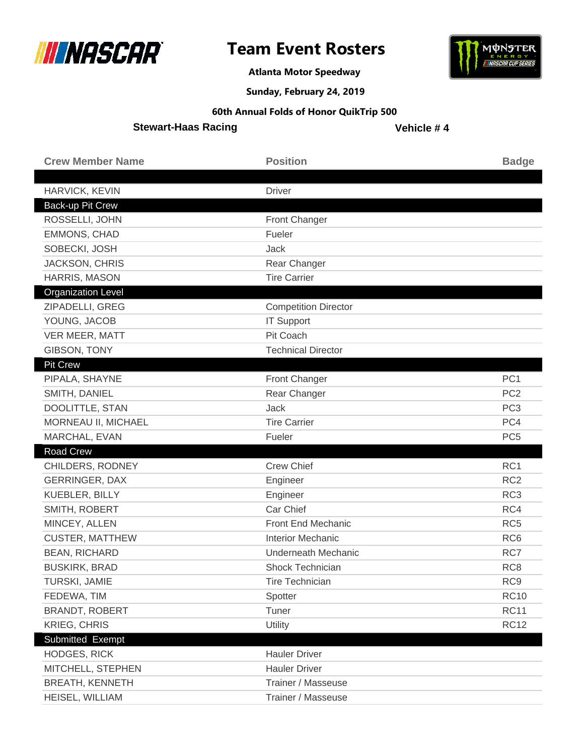# Team Event Rosters

**Atlanta Motor Speedway**

**Sunday, February 24, 2019**

**60th Annual Folds of Honor QuikTrip 500**

**Stewart-Haas Racing** | **Vehicle # 4**

| Crew Member Name | Position | Badge |
|---|---|---|
| | | |
| HARVICK, KEVIN | Driver | |
| **Back-up Pit Crew** | | |
| ROSSELLI, JOHN | Front Changer | |
| EMMONS, CHAD | Fueler | |
| SOBECKI, JOSH | Jack | |
| JACKSON, CHRIS | Rear Changer | |
| HARRIS, MASON | Tire Carrier | |
| **Organization Level** | | |
| ZIPADELLI, GREG | Competition Director | |
| YOUNG, JACOB | IT Support | |
| VER MEER, MATT | Pit Coach | |
| GIBSON, TONY | Technical Director | |
| **Pit Crew** | | |
| PIPALA, SHAYNE | Front Changer | PC1 |
| SMITH, DANIEL | Rear Changer | PC2 |
| DOOLITTLE, STAN | Jack | PC3 |
| MORNEAU II, MICHAEL | Tire Carrier | PC4 |
| MARCHAL, EVAN | Fueler | PC5 |
| **Road Crew** | | |
| CHILDERS, RODNEY | Crew Chief | RC1 |
| GERRINGER, DAX | Engineer | RC2 |
| KUEBLER, BILLY | Engineer | RC3 |
| SMITH, ROBERT | Car Chief | RC4 |
| MINCEY, ALLEN | Front End Mechanic | RC5 |
| CUSTER, MATTHEW | Interior Mechanic | RC6 |
| BEAN, RICHARD | Underneath Mechanic | RC7 |
| BUSKIRK, BRAD | Shock Technician | RC8 |
| TURSKI, JAMIE | Tire Technician | RC9 |
| FEDEWA, TIM | Spotter | RC10 |
| BRANDT, ROBERT | Tuner | RC11 |
| KRIEG, CHRIS | Utility | RC12 |
| **Submitted Exempt** | | |
| HODGES, RICK | Hauler Driver | |
| MITCHELL, STEPHEN | Hauler Driver | |
| BREATH, KENNETH | Trainer / Masseuse | |
| HEISEL, WILLIAM | Trainer / Masseuse | |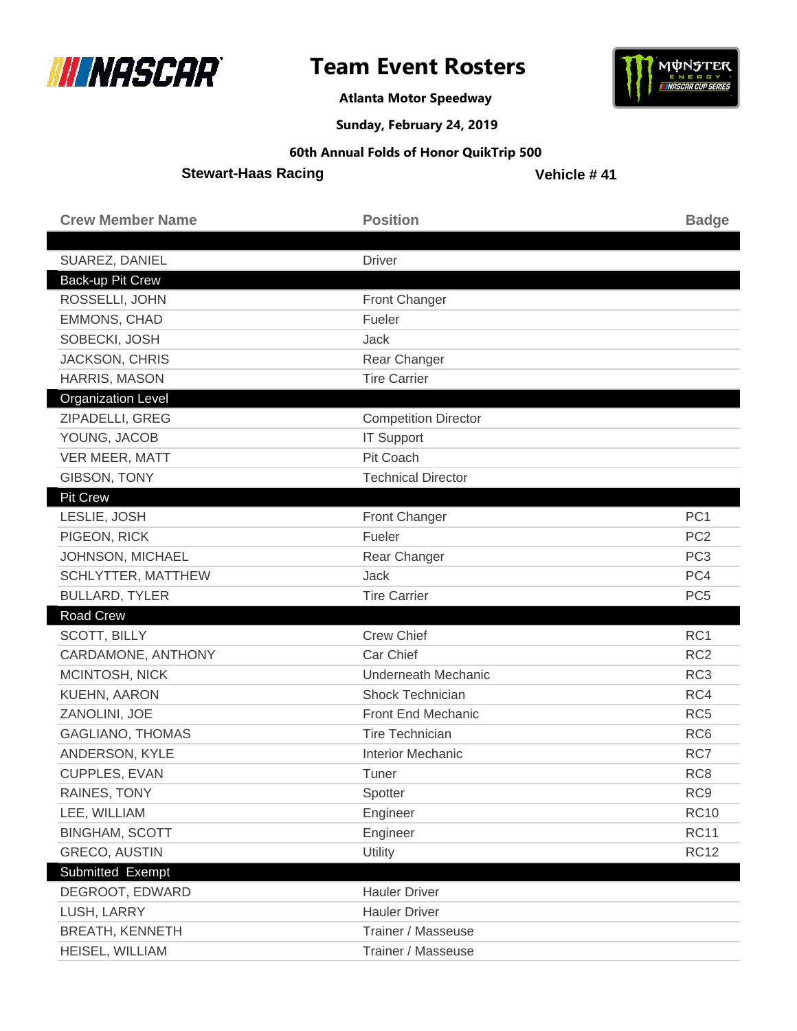# Team Event Rosters

**Atlanta Motor Speedway**

**Sunday, February 24, 2019**

**60th Annual Folds of Honor QuikTrip 500**

**Stewart-Haas Racing** **Vehicle # 41**

| Crew Member Name | Position | Badge |
|---|---|---|
| | | |
| SUAREZ, DANIEL | Driver | |
| **Back-up Pit Crew** | | |
| ROSSELLI, JOHN | Front Changer | |
| EMMONS, CHAD | Fueler | |
| SOBECKI, JOSH | Jack | |
| JACKSON, CHRIS | Rear Changer | |
| HARRIS, MASON | Tire Carrier | |
| **Organization Level** | | |
| ZIPADELLI, GREG | Competition Director | |
| YOUNG, JACOB | IT Support | |
| VER MEER, MATT | Pit Coach | |
| GIBSON, TONY | Technical Director | |
| **Pit Crew** | | |
| LESLIE, JOSH | Front Changer | PC1 |
| PIGEON, RICK | Fueler | PC2 |
| JOHNSON, MICHAEL | Rear Changer | PC3 |
| SCHLYTTER, MATTHEW | Jack | PC4 |
| BULLARD, TYLER | Tire Carrier | PC5 |
| **Road Crew** | | |
| SCOTT, BILLY | Crew Chief | RC1 |
| CARDAMONE, ANTHONY | Car Chief | RC2 |
| MCINTOSH, NICK | Underneath Mechanic | RC3 |
| KUEHN, AARON | Shock Technician | RC4 |
| ZANOLINI, JOE | Front End Mechanic | RC5 |
| GAGLIANO, THOMAS | Tire Technician | RC6 |
| ANDERSON, KYLE | Interior Mechanic | RC7 |
| CUPPLES, EVAN | Tuner | RC8 |
| RAINES, TONY | Spotter | RC9 |
| LEE, WILLIAM | Engineer | RC10 |
| BINGHAM, SCOTT | Engineer | RC11 |
| GRECO, AUSTIN | Utility | RC12 |
| **Submitted Exempt** | | |
| DEGROOT, EDWARD | Hauler Driver | |
| LUSH, LARRY | Hauler Driver | |
| BREATH, KENNETH | Trainer / Masseuse | |
| HEISEL, WILLIAM | Trainer / Masseuse | |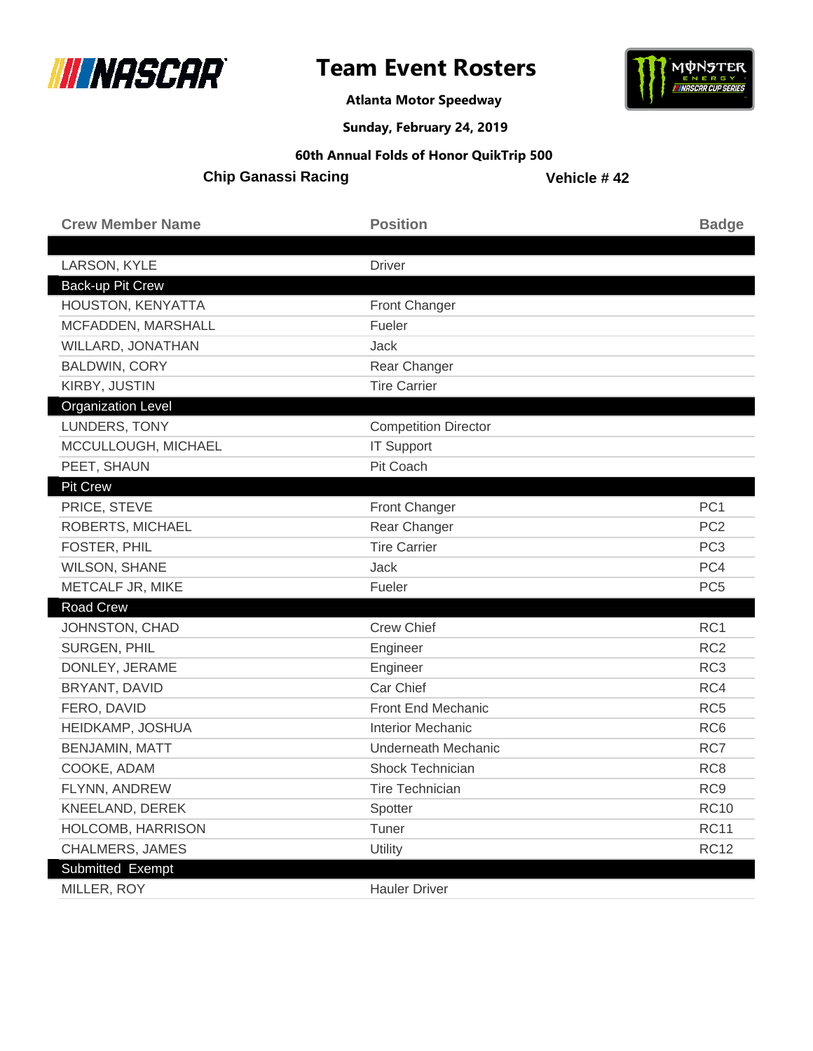# Team Event Rosters

**Atlanta Motor Speedway**

**Sunday, February 24, 2019**

**60th Annual Folds of Honor QuikTrip 500**

**Chip Ganassi Racing** **Vehicle # 42**

| Crew Member Name | Position | Badge |
|---|---|---|
| | | |
| LARSON, KYLE | Driver | |
| **Back-up Pit Crew** | | |
| HOUSTON, KENYATTA | Front Changer | |
| MCFADDEN, MARSHALL | Fueler | |
| WILLARD, JONATHAN | Jack | |
| BALDWIN, CORY | Rear Changer | |
| KIRBY, JUSTIN | Tire Carrier | |
| **Organization Level** | | |
| LUNDERS, TONY | Competition Director | |
| MCCULLOUGH, MICHAEL | IT Support | |
| PEET, SHAUN | Pit Coach | |
| **Pit Crew** | | |
| PRICE, STEVE | Front Changer | PC1 |
| ROBERTS, MICHAEL | Rear Changer | PC2 |
| FOSTER, PHIL | Tire Carrier | PC3 |
| WILSON, SHANE | Jack | PC4 |
| METCALF JR, MIKE | Fueler | PC5 |
| **Road Crew** | | |
| JOHNSTON, CHAD | Crew Chief | RC1 |
| SURGEN, PHIL | Engineer | RC2 |
| DONLEY, JERAME | Engineer | RC3 |
| BRYANT, DAVID | Car Chief | RC4 |
| FERO, DAVID | Front End Mechanic | RC5 |
| HEIDKAMP, JOSHUA | Interior Mechanic | RC6 |
| BENJAMIN, MATT | Underneath Mechanic | RC7 |
| COOKE, ADAM | Shock Technician | RC8 |
| FLYNN, ANDREW | Tire Technician | RC9 |
| KNEELAND, DEREK | Spotter | RC10 |
| HOLCOMB, HARRISON | Tuner | RC11 |
| CHALMERS, JAMES | Utility | RC12 |
| **Submitted Exempt** | | |
| MILLER, ROY | Hauler Driver | |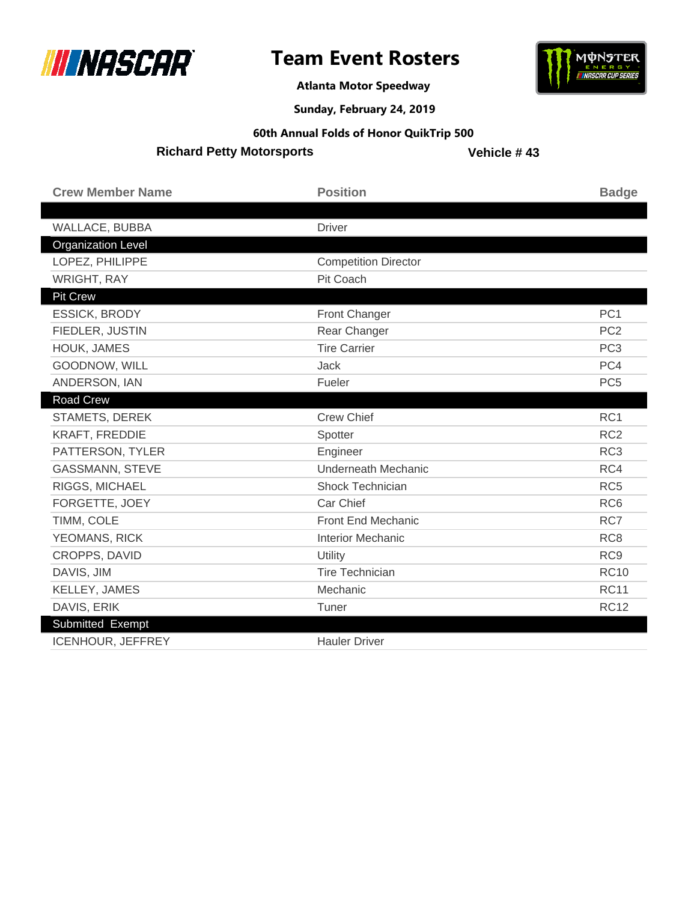# Team Event Rosters

**Atlanta Motor Speedway**

**Sunday, February 24, 2019**

**60th Annual Folds of Honor QuikTrip 500**

**Richard Petty Motorsports** **Vehicle # 43**

| Crew Member Name | Position | Badge |
|---|---|---|
| | | |
| WALLACE, BUBBA | Driver | |
| **Organization Level** | | |
| LOPEZ, PHILIPPE | Competition Director | |
| WRIGHT, RAY | Pit Coach | |
| **Pit Crew** | | |
| ESSICK, BRODY | Front Changer | PC1 |
| FIEDLER, JUSTIN | Rear Changer | PC2 |
| HOUK, JAMES | Tire Carrier | PC3 |
| GOODNOW, WILL | Jack | PC4 |
| ANDERSON, IAN | Fueler | PC5 |
| **Road Crew** | | |
| STAMETS, DEREK | Crew Chief | RC1 |
| KRAFT, FREDDIE | Spotter | RC2 |
| PATTERSON, TYLER | Engineer | RC3 |
| GASSMANN, STEVE | Underneath Mechanic | RC4 |
| RIGGS, MICHAEL | Shock Technician | RC5 |
| FORGETTE, JOEY | Car Chief | RC6 |
| TIMM, COLE | Front End Mechanic | RC7 |
| YEOMANS, RICK | Interior Mechanic | RC8 |
| CROPPS, DAVID | Utility | RC9 |
| DAVIS, JIM | Tire Technician | RC10 |
| KELLEY, JAMES | Mechanic | RC11 |
| DAVIS, ERIK | Tuner | RC12 |
| **Submitted Exempt** | | |
| ICENHOUR, JEFFREY | Hauler Driver | |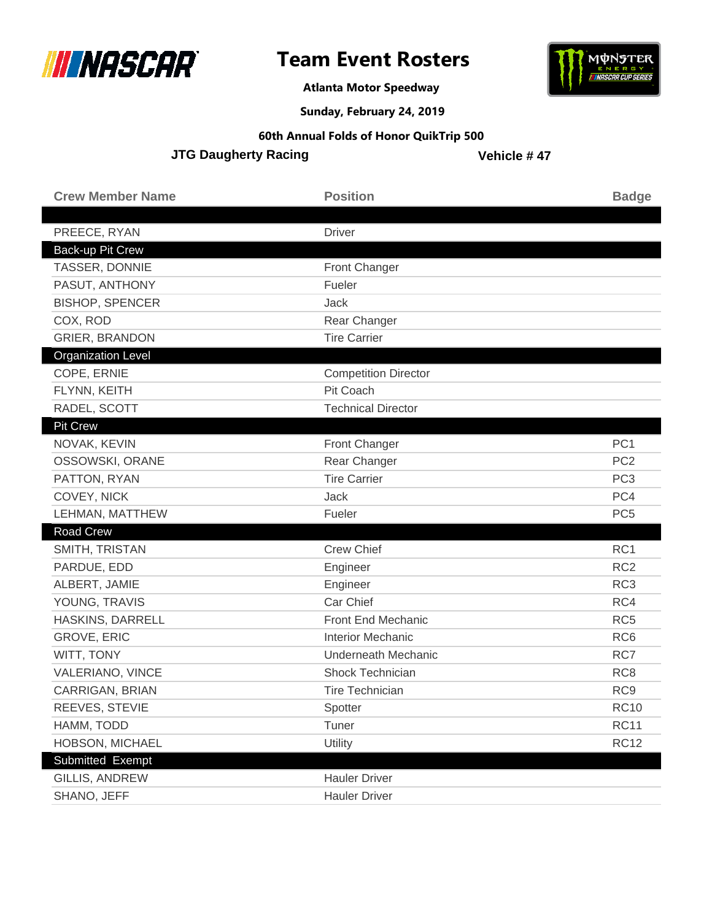# Team Event Rosters

**Atlanta Motor Speedway**

**Sunday, February 24, 2019**

**60th Annual Folds of Honor QuikTrip 500**

**JTG Daugherty Racing** | **Vehicle # 47**

| Crew Member Name | Position | Badge |
|---|---|---|
| | | |
| PREECE, RYAN | Driver | |
| **Back-up Pit Crew** | | |
| TASSER, DONNIE | Front Changer | |
| PASUT, ANTHONY | Fueler | |
| BISHOP, SPENCER | Jack | |
| COX, ROD | Rear Changer | |
| GRIER, BRANDON | Tire Carrier | |
| **Organization Level** | | |
| COPE, ERNIE | Competition Director | |
| FLYNN, KEITH | Pit Coach | |
| RADEL, SCOTT | Technical Director | |
| **Pit Crew** | | |
| NOVAK, KEVIN | Front Changer | PC1 |
| OSSOWSKI, ORANE | Rear Changer | PC2 |
| PATTON, RYAN | Tire Carrier | PC3 |
| COVEY, NICK | Jack | PC4 |
| LEHMAN, MATTHEW | Fueler | PC5 |
| **Road Crew** | | |
| SMITH, TRISTAN | Crew Chief | RC1 |
| PARDUE, EDD | Engineer | RC2 |
| ALBERT, JAMIE | Engineer | RC3 |
| YOUNG, TRAVIS | Car Chief | RC4 |
| HASKINS, DARRELL | Front End Mechanic | RC5 |
| GROVE, ERIC | Interior Mechanic | RC6 |
| WITT, TONY | Underneath Mechanic | RC7 |
| VALERIANO, VINCE | Shock Technician | RC8 |
| CARRIGAN, BRIAN | Tire Technician | RC9 |
| REEVES, STEVIE | Spotter | RC10 |
| HAMM, TODD | Tuner | RC11 |
| HOBSON, MICHAEL | Utility | RC12 |
| **Submitted Exempt** | | |
| GILLIS, ANDREW | Hauler Driver | |
| SHANO, JEFF | Hauler Driver | |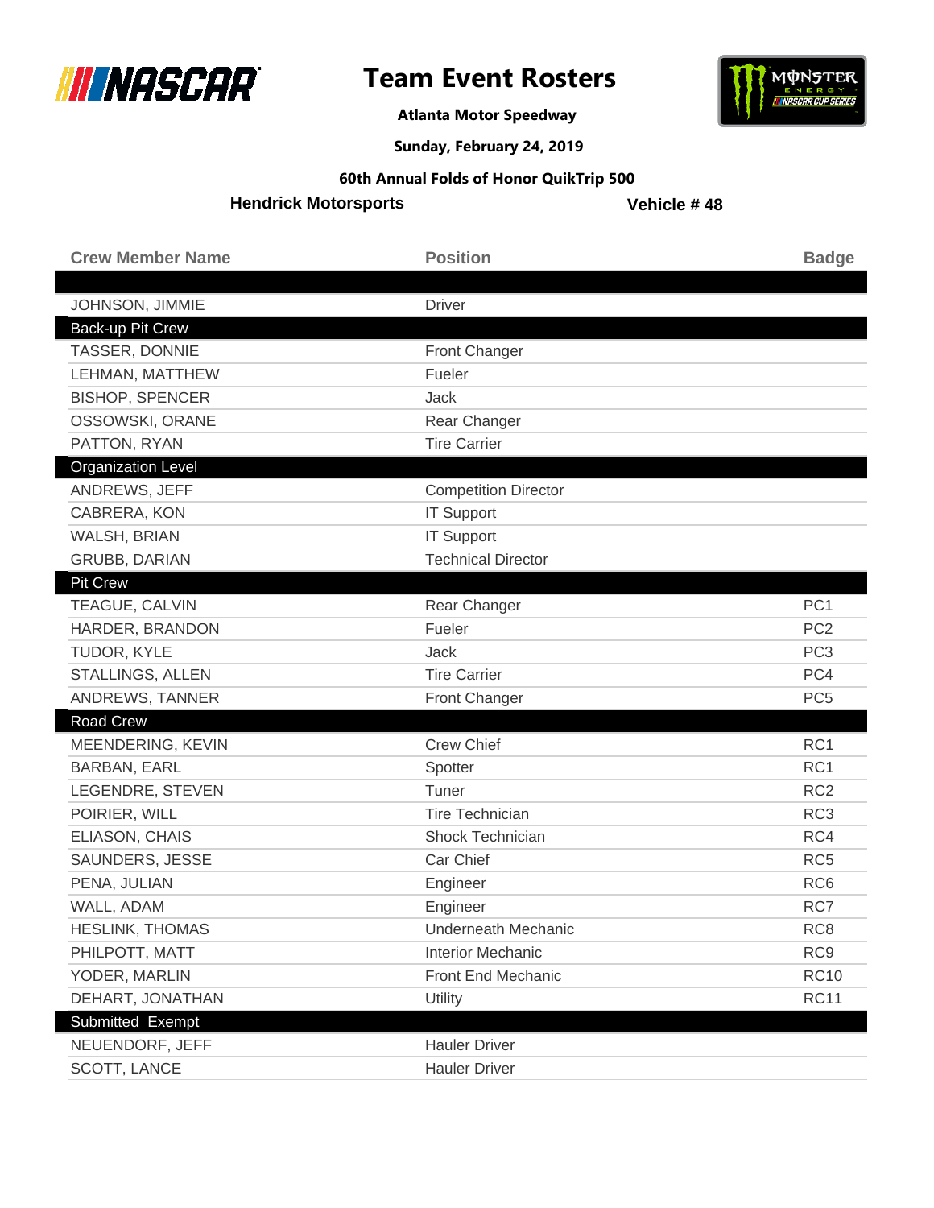# Team Event Rosters

**Atlanta Motor Speedway**

**Sunday, February 24, 2019**

**60th Annual Folds of Honor QuikTrip 500**

**Hendrick Motorsports** **Vehicle # 48**

| Crew Member Name | Position | Badge |
|---|---|---|
| | | |
| JOHNSON, JIMMIE | Driver | |
| **Back-up Pit Crew** | | |
| TASSER, DONNIE | Front Changer | |
| LEHMAN, MATTHEW | Fueler | |
| BISHOP, SPENCER | Jack | |
| OSSOWSKI, ORANE | Rear Changer | |
| PATTON, RYAN | Tire Carrier | |
| **Organization Level** | | |
| ANDREWS, JEFF | Competition Director | |
| CABRERA, KON | IT Support | |
| WALSH, BRIAN | IT Support | |
| GRUBB, DARIAN | Technical Director | |
| **Pit Crew** | | |
| TEAGUE, CALVIN | Rear Changer | PC1 |
| HARDER, BRANDON | Fueler | PC2 |
| TUDOR, KYLE | Jack | PC3 |
| STALLINGS, ALLEN | Tire Carrier | PC4 |
| ANDREWS, TANNER | Front Changer | PC5 |
| **Road Crew** | | |
| MEENDERING, KEVIN | Crew Chief | RC1 |
| BARBAN, EARL | Spotter | RC1 |
| LEGENDRE, STEVEN | Tuner | RC2 |
| POIRIER, WILL | Tire Technician | RC3 |
| ELIASON, CHAIS | Shock Technician | RC4 |
| SAUNDERS, JESSE | Car Chief | RC5 |
| PENA, JULIAN | Engineer | RC6 |
| WALL, ADAM | Engineer | RC7 |
| HESLINK, THOMAS | Underneath Mechanic | RC8 |
| PHILPOTT, MATT | Interior Mechanic | RC9 |
| YODER, MARLIN | Front End Mechanic | RC10 |
| DEHART, JONATHAN | Utility | RC11 |
| **Submitted Exempt** | | |
| NEUENDORF, JEFF | Hauler Driver | |
| SCOTT, LANCE | Hauler Driver | |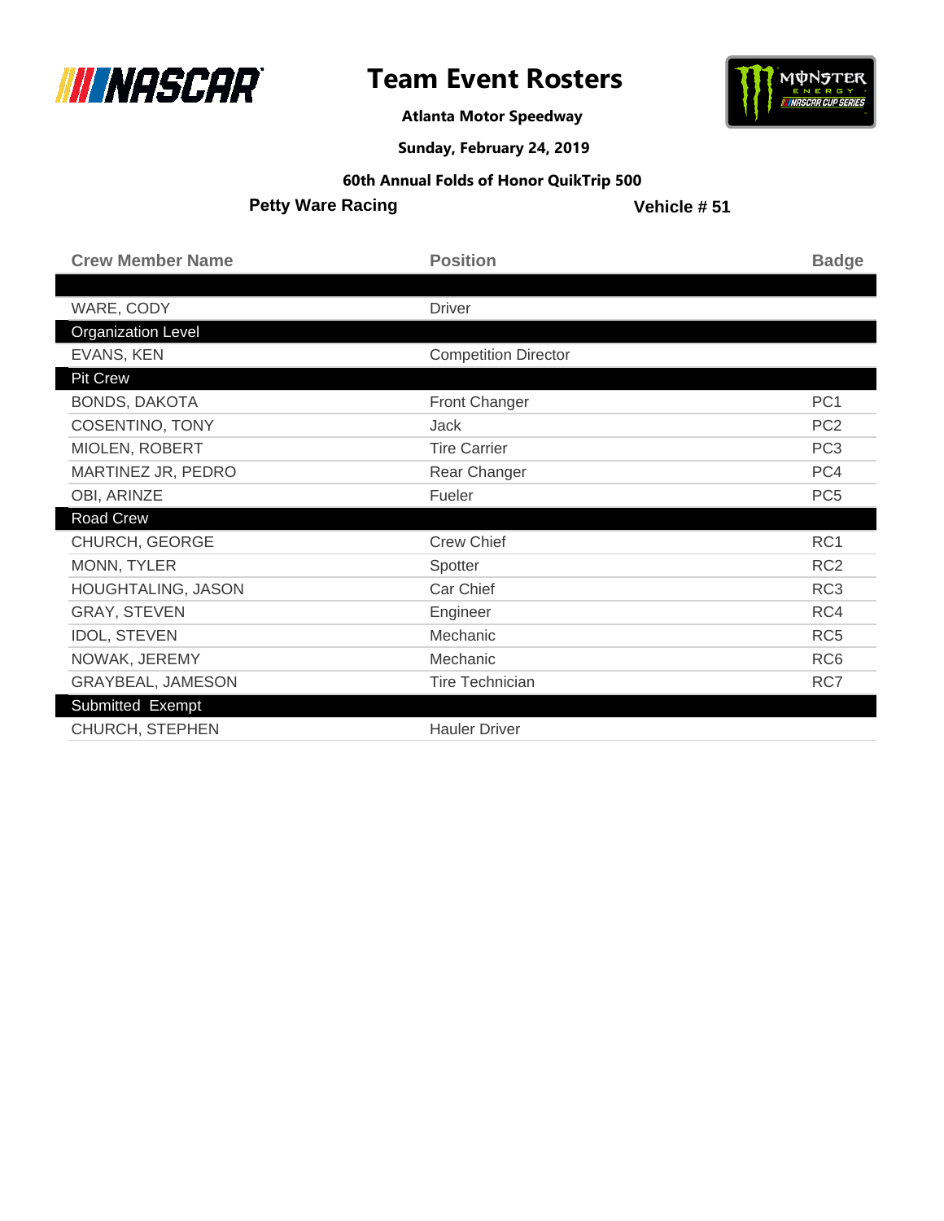# Team Event Rosters

**Atlanta Motor Speedway**

**Sunday, February 24, 2019**

**60th Annual Folds of Honor QuikTrip 500**

**Petty Ware Racing** **Vehicle # 51**

| Crew Member Name | Position | Badge |
|---|---|---|
| | | |
| WARE, CODY | Driver | |
| **Organization Level** | | |
| EVANS, KEN | Competition Director | |
| **Pit Crew** | | |
| BONDS, DAKOTA | Front Changer | PC1 |
| COSENTINO, TONY | Jack | PC2 |
| MIOLEN, ROBERT | Tire Carrier | PC3 |
| MARTINEZ JR, PEDRO | Rear Changer | PC4 |
| OBI, ARINZE | Fueler | PC5 |
| **Road Crew** | | |
| CHURCH, GEORGE | Crew Chief | RC1 |
| MONN, TYLER | Spotter | RC2 |
| HOUGHTALING, JASON | Car Chief | RC3 |
| GRAY, STEVEN | Engineer | RC4 |
| IDOL, STEVEN | Mechanic | RC5 |
| NOWAK, JEREMY | Mechanic | RC6 |
| GRAYBEAL, JAMESON | Tire Technician | RC7 |
| **Submitted Exempt** | | |
| CHURCH, STEPHEN | Hauler Driver | |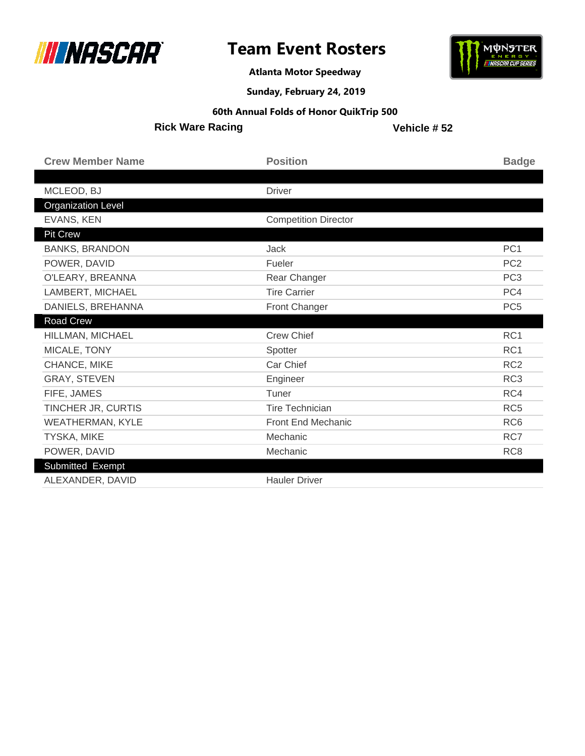# Team Event Rosters

**Atlanta Motor Speedway**

**Sunday, February 24, 2019**

**60th Annual Folds of Honor QuikTrip 500**

**Rick Ware Racing** — **Vehicle # 52**

| Crew Member Name | Position | Badge |
|---|---|---|
| | | |
| MCLEOD, BJ | Driver | |
| **Organization Level** | | |
| EVANS, KEN | Competition Director | |
| **Pit Crew** | | |
| BANKS, BRANDON | Jack | PC1 |
| POWER, DAVID | Fueler | PC2 |
| O'LEARY, BREANNA | Rear Changer | PC3 |
| LAMBERT, MICHAEL | Tire Carrier | PC4 |
| DANIELS, BREHANNA | Front Changer | PC5 |
| **Road Crew** | | |
| HILLMAN, MICHAEL | Crew Chief | RC1 |
| MICALE, TONY | Spotter | RC1 |
| CHANCE, MIKE | Car Chief | RC2 |
| GRAY, STEVEN | Engineer | RC3 |
| FIFE, JAMES | Tuner | RC4 |
| TINCHER JR, CURTIS | Tire Technician | RC5 |
| WEATHERMAN, KYLE | Front End Mechanic | RC6 |
| TYSKA, MIKE | Mechanic | RC7 |
| POWER, DAVID | Mechanic | RC8 |
| **Submitted Exempt** | | |
| ALEXANDER, DAVID | Hauler Driver | |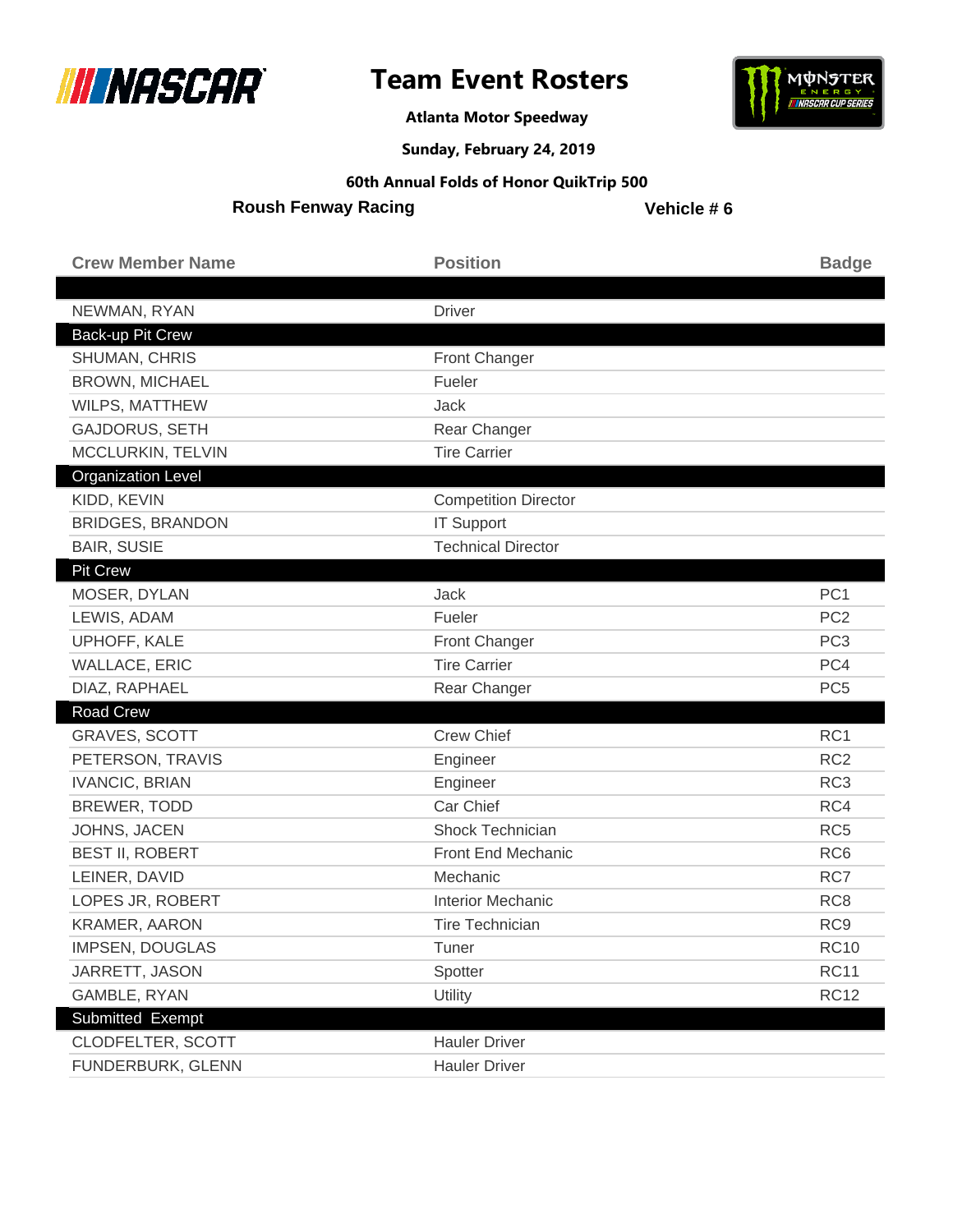# Team Event Rosters

**Atlanta Motor Speedway**

**Sunday, February 24, 2019**

**60th Annual Folds of Honor QuikTrip 500**

**Roush Fenway Racing** **Vehicle # 6**

| Crew Member Name | Position | Badge |
|---|---|---|
| | | |
| NEWMAN, RYAN | Driver | |
| **Back-up Pit Crew** | | |
| SHUMAN, CHRIS | Front Changer | |
| BROWN, MICHAEL | Fueler | |
| WILPS, MATTHEW | Jack | |
| GAJDORUS, SETH | Rear Changer | |
| MCCLURKIN, TELVIN | Tire Carrier | |
| **Organization Level** | | |
| KIDD, KEVIN | Competition Director | |
| BRIDGES, BRANDON | IT Support | |
| BAIR, SUSIE | Technical Director | |
| **Pit Crew** | | |
| MOSER, DYLAN | Jack | PC1 |
| LEWIS, ADAM | Fueler | PC2 |
| UPHOFF, KALE | Front Changer | PC3 |
| WALLACE, ERIC | Tire Carrier | PC4 |
| DIAZ, RAPHAEL | Rear Changer | PC5 |
| **Road Crew** | | |
| GRAVES, SCOTT | Crew Chief | RC1 |
| PETERSON, TRAVIS | Engineer | RC2 |
| IVANCIC, BRIAN | Engineer | RC3 |
| BREWER, TODD | Car Chief | RC4 |
| JOHNS, JACEN | Shock Technician | RC5 |
| BEST II, ROBERT | Front End Mechanic | RC6 |
| LEINER, DAVID | Mechanic | RC7 |
| LOPES JR, ROBERT | Interior Mechanic | RC8 |
| KRAMER, AARON | Tire Technician | RC9 |
| IMPSEN, DOUGLAS | Tuner | RC10 |
| JARRETT, JASON | Spotter | RC11 |
| GAMBLE, RYAN | Utility | RC12 |
| **Submitted Exempt** | | |
| CLODFELTER, SCOTT | Hauler Driver | |
| FUNDERBURK, GLENN | Hauler Driver | |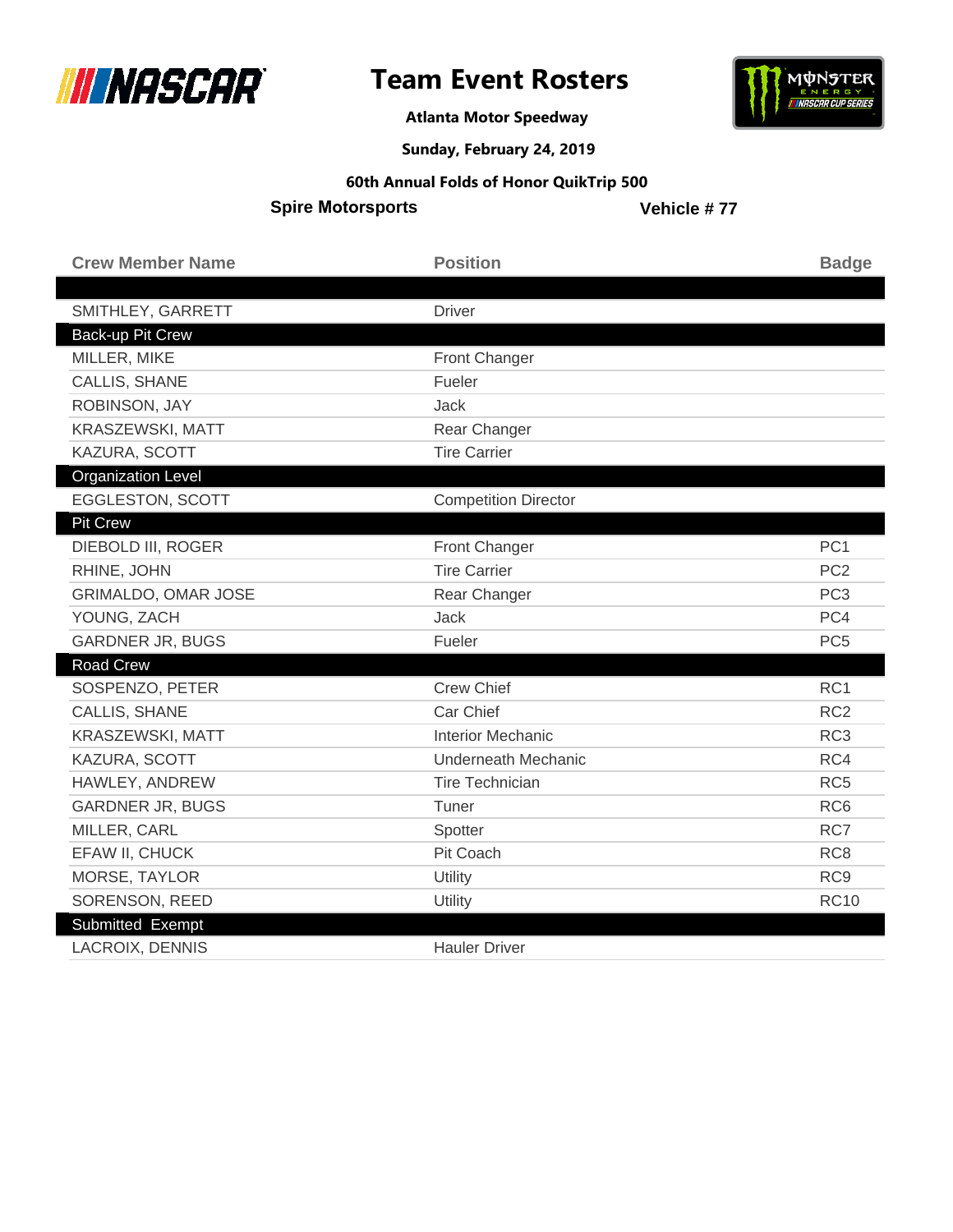# Team Event Rosters

**Atlanta Motor Speedway**

**Sunday, February 24, 2019**

**60th Annual Folds of Honor QuikTrip 500**

**Spire Motorsports** **Vehicle # 77**

| Crew Member Name | Position | Badge |
|---|---|---|
| | | |
| SMITHLEY, GARRETT | Driver | |
| **Back-up Pit Crew** | | |
| MILLER, MIKE | Front Changer | |
| CALLIS, SHANE | Fueler | |
| ROBINSON, JAY | Jack | |
| KRASZEWSKI, MATT | Rear Changer | |
| KAZURA, SCOTT | Tire Carrier | |
| **Organization Level** | | |
| EGGLESTON, SCOTT | Competition Director | |
| **Pit Crew** | | |
| DIEBOLD III, ROGER | Front Changer | PC1 |
| RHINE, JOHN | Tire Carrier | PC2 |
| GRIMALDO, OMAR JOSE | Rear Changer | PC3 |
| YOUNG, ZACH | Jack | PC4 |
| GARDNER JR, BUGS | Fueler | PC5 |
| **Road Crew** | | |
| SOSPENZO, PETER | Crew Chief | RC1 |
| CALLIS, SHANE | Car Chief | RC2 |
| KRASZEWSKI, MATT | Interior Mechanic | RC3 |
| KAZURA, SCOTT | Underneath Mechanic | RC4 |
| HAWLEY, ANDREW | Tire Technician | RC5 |
| GARDNER JR, BUGS | Tuner | RC6 |
| MILLER, CARL | Spotter | RC7 |
| EFAW II, CHUCK | Pit Coach | RC8 |
| MORSE, TAYLOR | Utility | RC9 |
| SORENSON, REED | Utility | RC10 |
| **Submitted Exempt** | | |
| LACROIX, DENNIS | Hauler Driver | |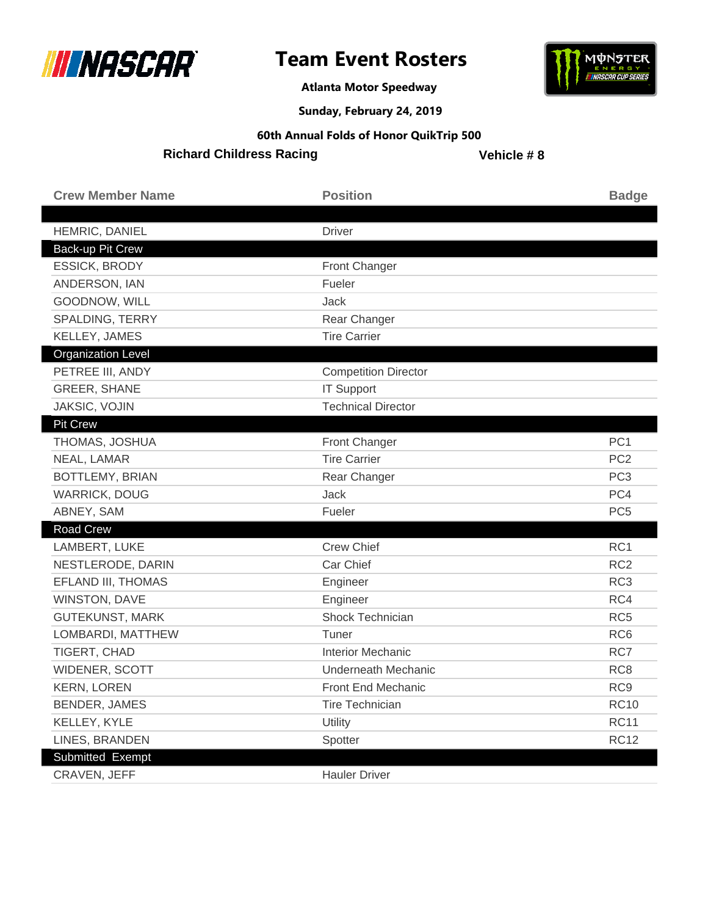# Team Event Rosters

**Atlanta Motor Speedway**

**Sunday, February 24, 2019**

**60th Annual Folds of Honor QuikTrip 500**

**Richard Childress Racing** **Vehicle # 8**

| Crew Member Name | Position | Badge |
|---|---|---|
| | | |
| HEMRIC, DANIEL | Driver | |
| **Back-up Pit Crew** | | |
| ESSICK, BRODY | Front Changer | |
| ANDERSON, IAN | Fueler | |
| GOODNOW, WILL | Jack | |
| SPALDING, TERRY | Rear Changer | |
| KELLEY, JAMES | Tire Carrier | |
| **Organization Level** | | |
| PETREE III, ANDY | Competition Director | |
| GREER, SHANE | IT Support | |
| JAKSIC, VOJIN | Technical Director | |
| **Pit Crew** | | |
| THOMAS, JOSHUA | Front Changer | PC1 |
| NEAL, LAMAR | Tire Carrier | PC2 |
| BOTTLEMY, BRIAN | Rear Changer | PC3 |
| WARRICK, DOUG | Jack | PC4 |
| ABNEY, SAM | Fueler | PC5 |
| **Road Crew** | | |
| LAMBERT, LUKE | Crew Chief | RC1 |
| NESTLERODE, DARIN | Car Chief | RC2 |
| EFLAND III, THOMAS | Engineer | RC3 |
| WINSTON, DAVE | Engineer | RC4 |
| GUTEKUNST, MARK | Shock Technician | RC5 |
| LOMBARDI, MATTHEW | Tuner | RC6 |
| TIGERT, CHAD | Interior Mechanic | RC7 |
| WIDENER, SCOTT | Underneath Mechanic | RC8 |
| KERN, LOREN | Front End Mechanic | RC9 |
| BENDER, JAMES | Tire Technician | RC10 |
| KELLEY, KYLE | Utility | RC11 |
| LINES, BRANDEN | Spotter | RC12 |
| **Submitted Exempt** | | |
| CRAVEN, JEFF | Hauler Driver | |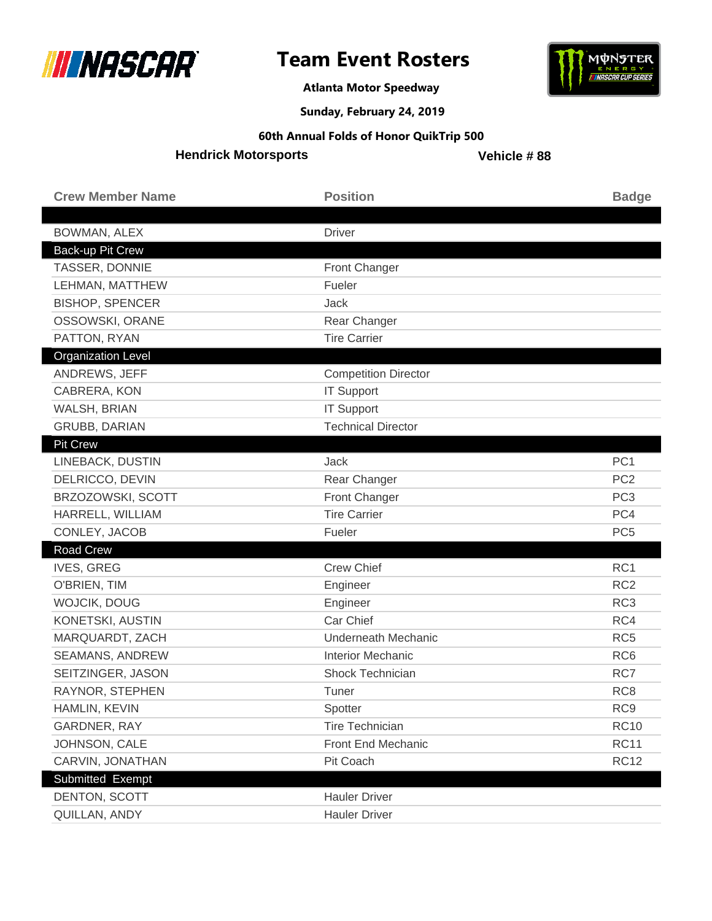# Team Event Rosters

**Atlanta Motor Speedway**

**Sunday, February 24, 2019**

**60th Annual Folds of Honor QuikTrip 500**

**Hendrick Motorsports** **Vehicle # 88**

| Crew Member Name | Position | Badge |
|---|---|---|
| | | |
| BOWMAN, ALEX | Driver | |
| **Back-up Pit Crew** | | |
| TASSER, DONNIE | Front Changer | |
| LEHMAN, MATTHEW | Fueler | |
| BISHOP, SPENCER | Jack | |
| OSSOWSKI, ORANE | Rear Changer | |
| PATTON, RYAN | Tire Carrier | |
| **Organization Level** | | |
| ANDREWS, JEFF | Competition Director | |
| CABRERA, KON | IT Support | |
| WALSH, BRIAN | IT Support | |
| GRUBB, DARIAN | Technical Director | |
| **Pit Crew** | | |
| LINEBACK, DUSTIN | Jack | PC1 |
| DELRICCO, DEVIN | Rear Changer | PC2 |
| BRZOZOWSKI, SCOTT | Front Changer | PC3 |
| HARRELL, WILLIAM | Tire Carrier | PC4 |
| CONLEY, JACOB | Fueler | PC5 |
| **Road Crew** | | |
| IVES, GREG | Crew Chief | RC1 |
| O'BRIEN, TIM | Engineer | RC2 |
| WOJCIK, DOUG | Engineer | RC3 |
| KONETSKI, AUSTIN | Car Chief | RC4 |
| MARQUARDT, ZACH | Underneath Mechanic | RC5 |
| SEAMANS, ANDREW | Interior Mechanic | RC6 |
| SEITZINGER, JASON | Shock Technician | RC7 |
| RAYNOR, STEPHEN | Tuner | RC8 |
| HAMLIN, KEVIN | Spotter | RC9 |
| GARDNER, RAY | Tire Technician | RC10 |
| JOHNSON, CALE | Front End Mechanic | RC11 |
| CARVIN, JONATHAN | Pit Coach | RC12 |
| **Submitted Exempt** | | |
| DENTON, SCOTT | Hauler Driver | |
| QUILLAN, ANDY | Hauler Driver | |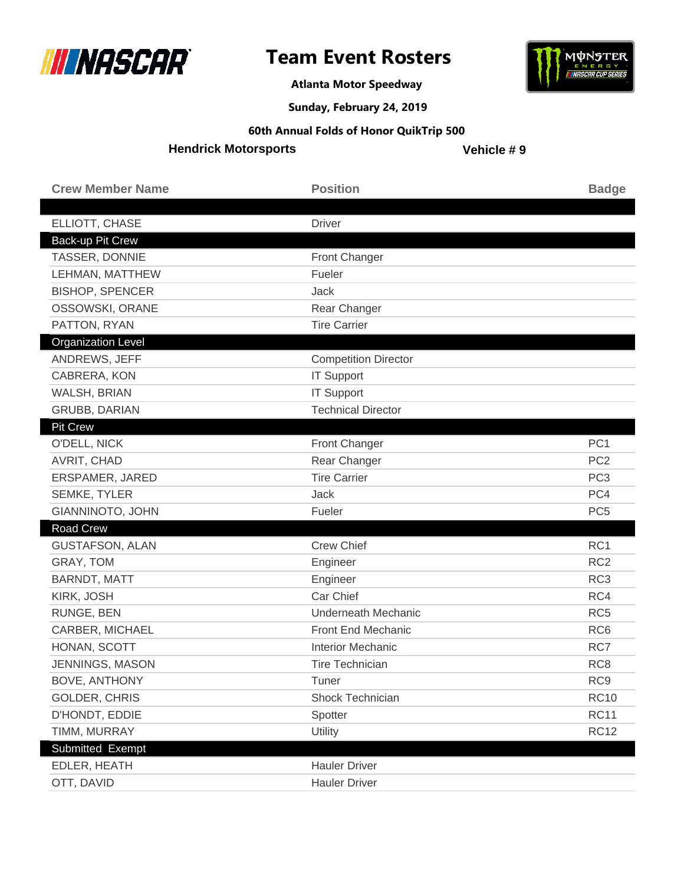# Team Event Rosters

**Atlanta Motor Speedway**

**Sunday, February 24, 2019**

**60th Annual Folds of Honor QuikTrip 500**

**Hendrick Motorsports** **Vehicle # 9**

| Crew Member Name | Position | Badge |
|---|---|---|
| | | |
| ELLIOTT, CHASE | Driver | |
| **Back-up Pit Crew** | | |
| TASSER, DONNIE | Front Changer | |
| LEHMAN, MATTHEW | Fueler | |
| BISHOP, SPENCER | Jack | |
| OSSOWSKI, ORANE | Rear Changer | |
| PATTON, RYAN | Tire Carrier | |
| **Organization Level** | | |
| ANDREWS, JEFF | Competition Director | |
| CABRERA, KON | IT Support | |
| WALSH, BRIAN | IT Support | |
| GRUBB, DARIAN | Technical Director | |
| **Pit Crew** | | |
| O'DELL, NICK | Front Changer | PC1 |
| AVRIT, CHAD | Rear Changer | PC2 |
| ERSPAMER, JARED | Tire Carrier | PC3 |
| SEMKE, TYLER | Jack | PC4 |
| GIANNINOTO, JOHN | Fueler | PC5 |
| **Road Crew** | | |
| GUSTAFSON, ALAN | Crew Chief | RC1 |
| GRAY, TOM | Engineer | RC2 |
| BARNDT, MATT | Engineer | RC3 |
| KIRK, JOSH | Car Chief | RC4 |
| RUNGE, BEN | Underneath Mechanic | RC5 |
| CARBER, MICHAEL | Front End Mechanic | RC6 |
| HONAN, SCOTT | Interior Mechanic | RC7 |
| JENNINGS, MASON | Tire Technician | RC8 |
| BOVE, ANTHONY | Tuner | RC9 |
| GOLDER, CHRIS | Shock Technician | RC10 |
| D'HONDT, EDDIE | Spotter | RC11 |
| TIMM, MURRAY | Utility | RC12 |
| **Submitted Exempt** | | |
| EDLER, HEATH | Hauler Driver | |
| OTT, DAVID | Hauler Driver | |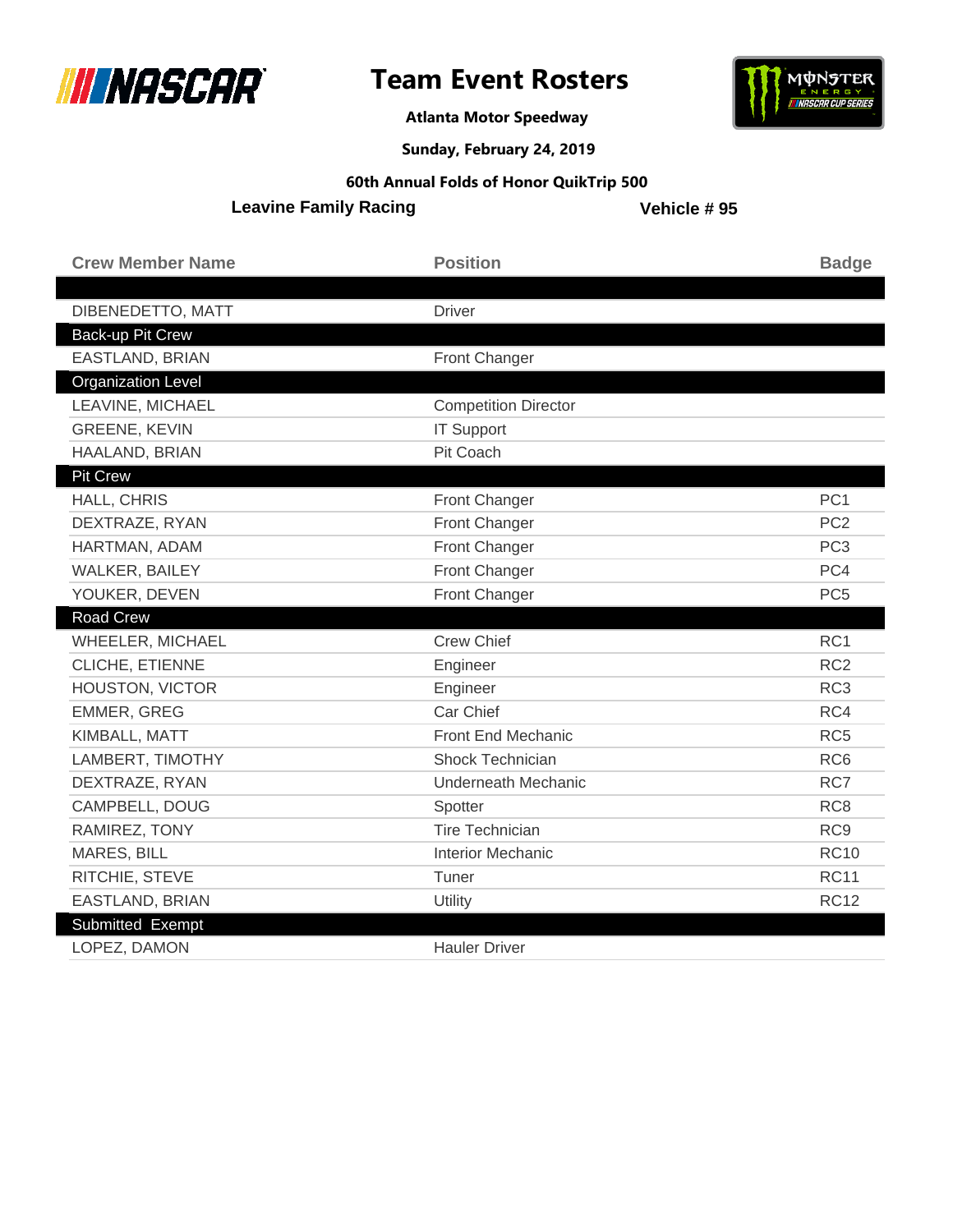# Team Event Rosters

**Atlanta Motor Speedway**

**Sunday, February 24, 2019**

**60th Annual Folds of Honor QuikTrip 500**

**Leavine Family Racing** | **Vehicle # 95**

| Crew Member Name | Position | Badge |
|---|---|---|
| | | |
| DIBENEDETTO, MATT | Driver | |
| **Back-up Pit Crew** | | |
| EASTLAND, BRIAN | Front Changer | |
| **Organization Level** | | |
| LEAVINE, MICHAEL | Competition Director | |
| GREENE, KEVIN | IT Support | |
| HAALAND, BRIAN | Pit Coach | |
| **Pit Crew** | | |
| HALL, CHRIS | Front Changer | PC1 |
| DEXTRAZE, RYAN | Front Changer | PC2 |
| HARTMAN, ADAM | Front Changer | PC3 |
| WALKER, BAILEY | Front Changer | PC4 |
| YOUKER, DEVEN | Front Changer | PC5 |
| **Road Crew** | | |
| WHEELER, MICHAEL | Crew Chief | RC1 |
| CLICHE, ETIENNE | Engineer | RC2 |
| HOUSTON, VICTOR | Engineer | RC3 |
| EMMER, GREG | Car Chief | RC4 |
| KIMBALL, MATT | Front End Mechanic | RC5 |
| LAMBERT, TIMOTHY | Shock Technician | RC6 |
| DEXTRAZE, RYAN | Underneath Mechanic | RC7 |
| CAMPBELL, DOUG | Spotter | RC8 |
| RAMIREZ, TONY | Tire Technician | RC9 |
| MARES, BILL | Interior Mechanic | RC10 |
| RITCHIE, STEVE | Tuner | RC11 |
| EASTLAND, BRIAN | Utility | RC12 |
| **Submitted Exempt** | | |
| LOPEZ, DAMON | Hauler Driver | |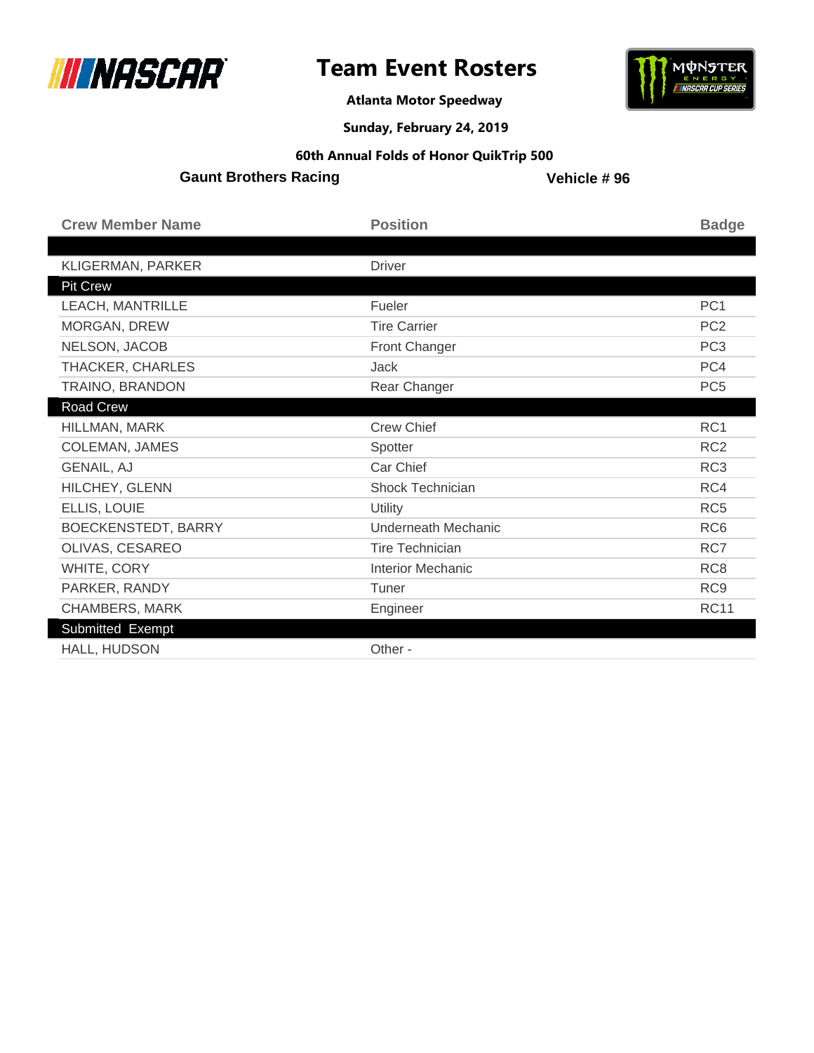# Team Event Rosters

**Atlanta Motor Speedway**

**Sunday, February 24, 2019**

**60th Annual Folds of Honor QuikTrip 500**

**Gaunt Brothers Racing** **Vehicle # 96**

| Crew Member Name | Position | Badge |
|---|---|---|
| | | |
| KLIGERMAN, PARKER | Driver | |
| Pit Crew | | |
| LEACH, MANTRILLE | Fueler | PC1 |
| MORGAN, DREW | Tire Carrier | PC2 |
| NELSON, JACOB | Front Changer | PC3 |
| THACKER, CHARLES | Jack | PC4 |
| TRAINO, BRANDON | Rear Changer | PC5 |
| Road Crew | | |
| HILLMAN, MARK | Crew Chief | RC1 |
| COLEMAN, JAMES | Spotter | RC2 |
| GENAIL, AJ | Car Chief | RC3 |
| HILCHEY, GLENN | Shock Technician | RC4 |
| ELLIS, LOUIE | Utility | RC5 |
| BOECKENSTEDT, BARRY | Underneath Mechanic | RC6 |
| OLIVAS, CESAREO | Tire Technician | RC7 |
| WHITE, CORY | Interior Mechanic | RC8 |
| PARKER, RANDY | Tuner | RC9 |
| CHAMBERS, MARK | Engineer | RC11 |
| Submitted Exempt | | |
| HALL, HUDSON | Other - | |